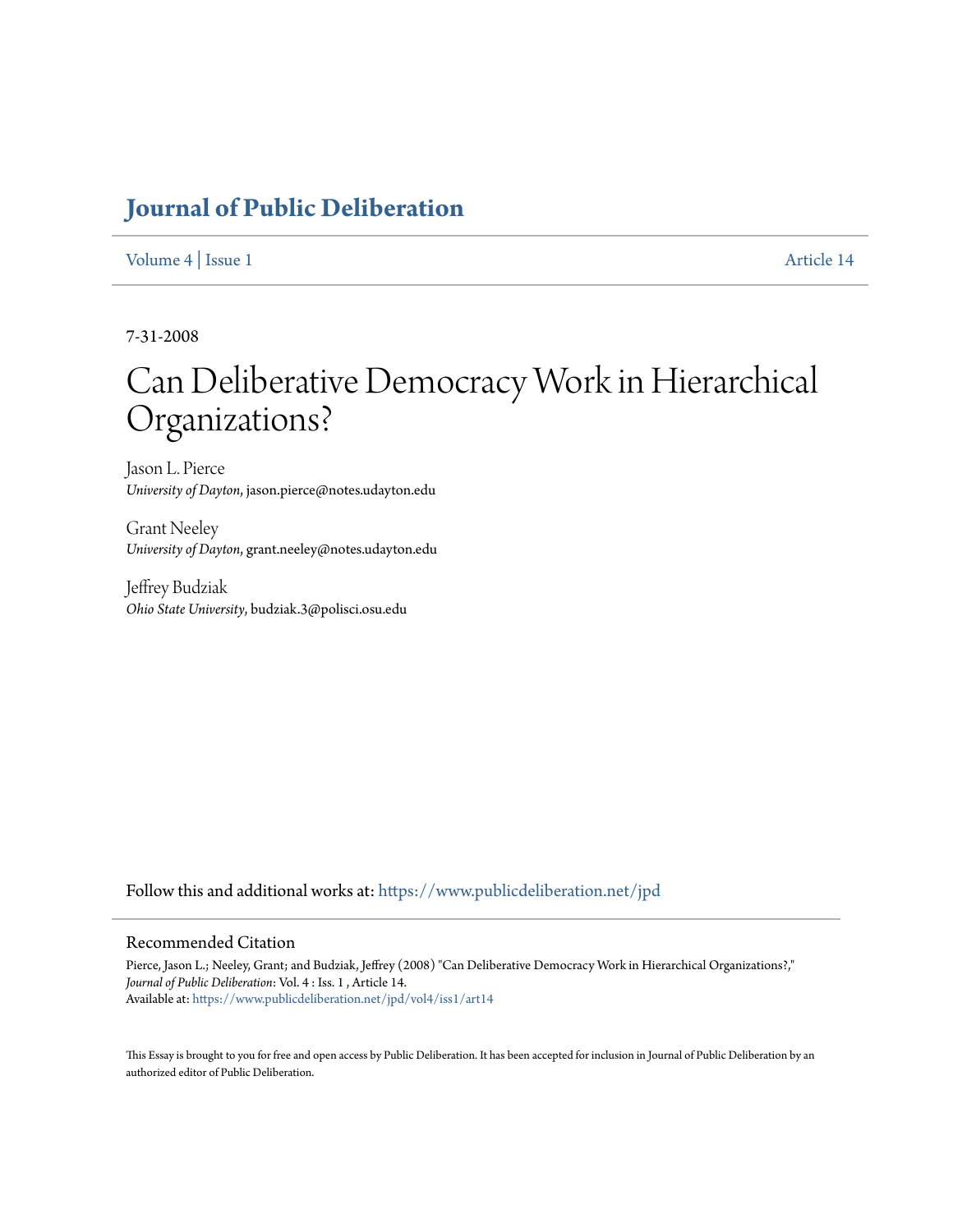# Journal of Public Deliberation

Volume 4 | Issue 1 Article 14

7-31-2008

# Can Deliberative Democracy Work in Hierarchical Organizations?

Jason L. Pierce
*University of Dayton*, jason.pierce@notes.udayton.edu

Grant Neeley
*University of Dayton*, grant.neeley@notes.udayton.edu

Jeffrey Budziak
*Ohio State University*, budziak.3@polisci.osu.edu

Follow this and additional works at: https://www.publicdeliberation.net/jpd

## Recommended Citation

Pierce, Jason L.; Neeley, Grant; and Budziak, Jeffrey (2008) "Can Deliberative Democracy Work in Hierarchical Organizations?," *Journal of Public Deliberation*: Vol. 4 : Iss. 1 , Article 14.
Available at: https://www.publicdeliberation.net/jpd/vol4/iss1/art14

This Essay is brought to you for free and open access by Public Deliberation. It has been accepted for inclusion in Journal of Public Deliberation by an authorized editor of Public Deliberation.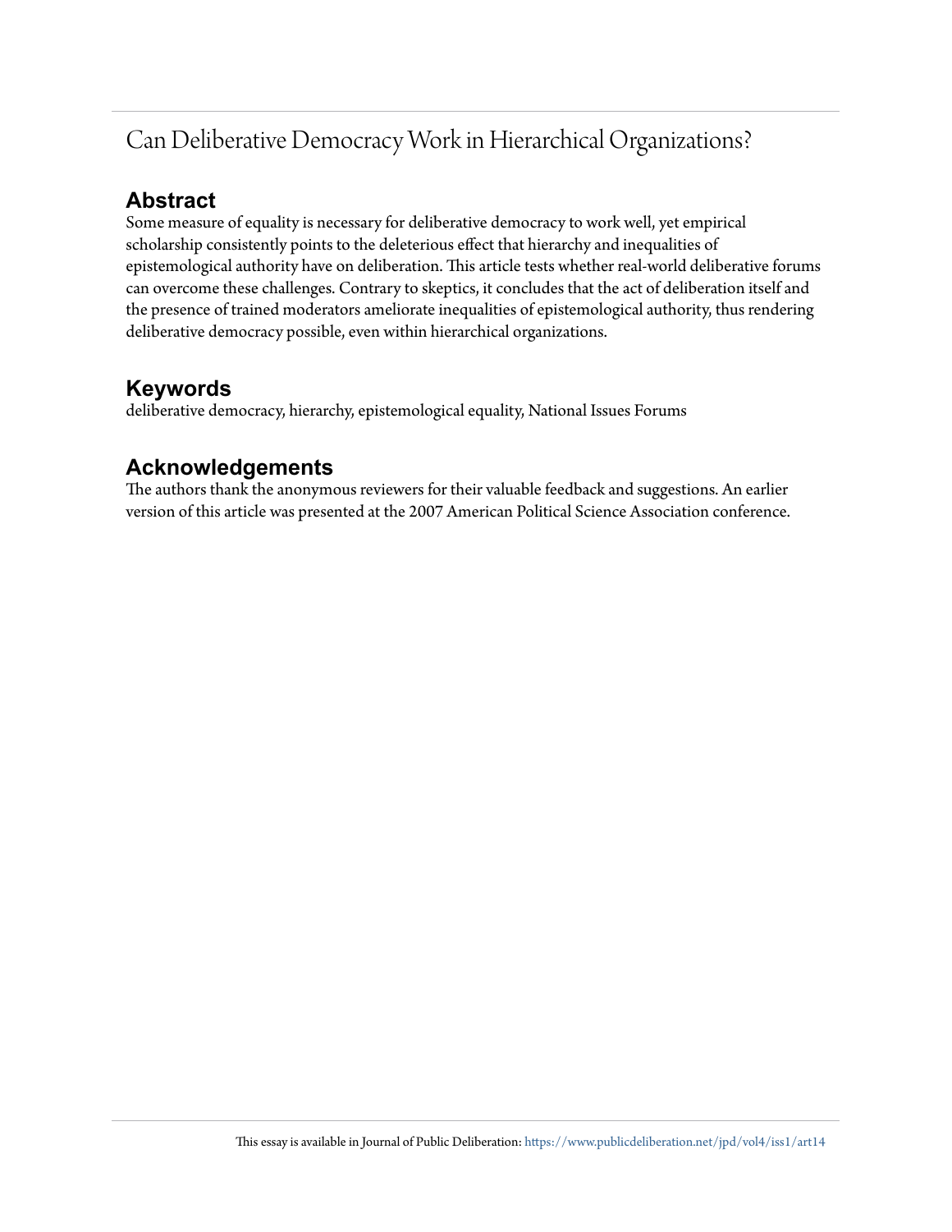# Can Deliberative Democracy Work in Hierarchical Organizations?

## Abstract

Some measure of equality is necessary for deliberative democracy to work well, yet empirical scholarship consistently points to the deleterious effect that hierarchy and inequalities of epistemological authority have on deliberation. This article tests whether real-world deliberative forums can overcome these challenges. Contrary to skeptics, it concludes that the act of deliberation itself and the presence of trained moderators ameliorate inequalities of epistemological authority, thus rendering deliberative democracy possible, even within hierarchical organizations.

## Keywords

deliberative democracy, hierarchy, epistemological equality, National Issues Forums

## Acknowledgements

The authors thank the anonymous reviewers for their valuable feedback and suggestions. An earlier version of this article was presented at the 2007 American Political Science Association conference.

This essay is available in Journal of Public Deliberation: https://www.publicdeliberation.net/jpd/vol4/iss1/art14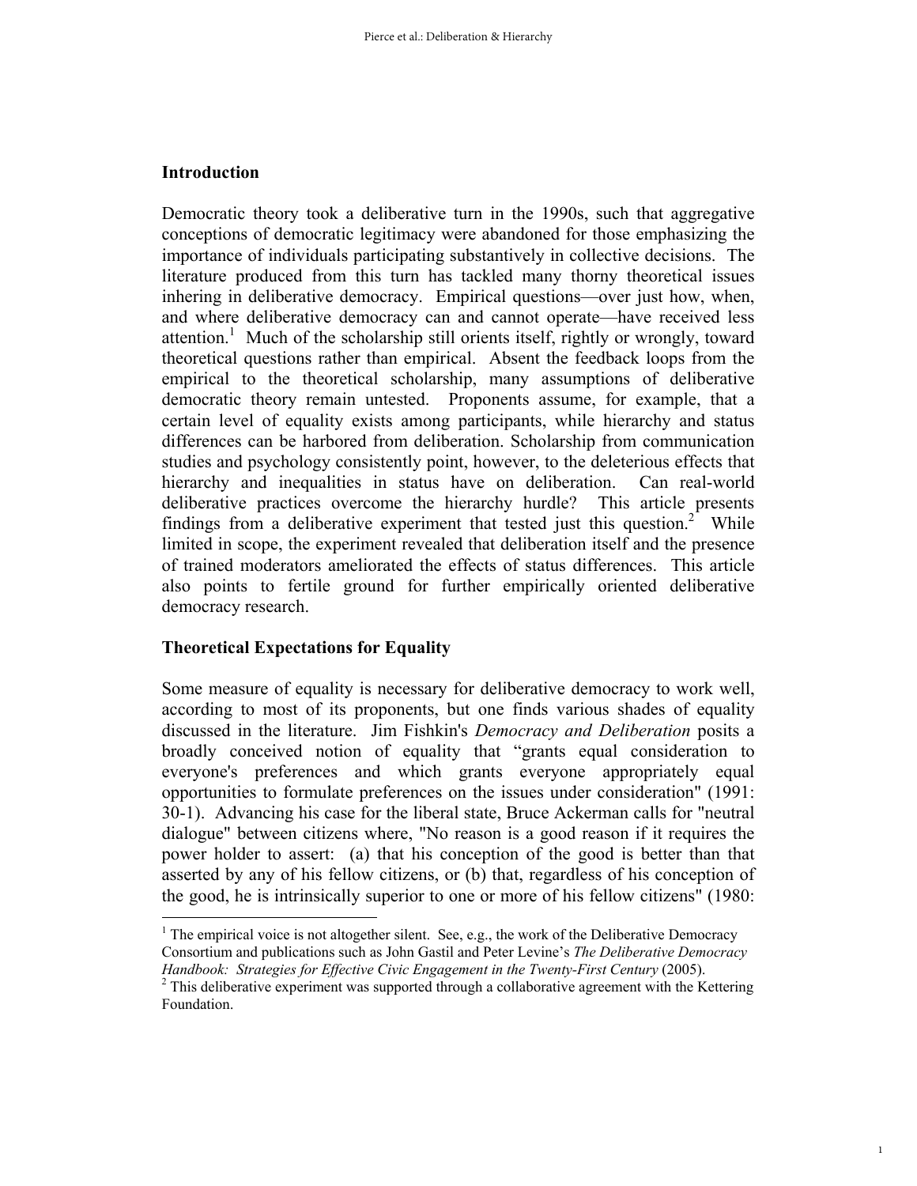## Introduction

Democratic theory took a deliberative turn in the 1990s, such that aggregative conceptions of democratic legitimacy were abandoned for those emphasizing the importance of individuals participating substantively in collective decisions. The literature produced from this turn has tackled many thorny theoretical issues inhering in deliberative democracy. Empirical questions—over just how, when, and where deliberative democracy can and cannot operate—have received less attention.[1] Much of the scholarship still orients itself, rightly or wrongly, toward theoretical questions rather than empirical. Absent the feedback loops from the empirical to the theoretical scholarship, many assumptions of deliberative democratic theory remain untested. Proponents assume, for example, that a certain level of equality exists among participants, while hierarchy and status differences can be harbored from deliberation. Scholarship from communication studies and psychology consistently point, however, to the deleterious effects that hierarchy and inequalities in status have on deliberation. Can real-world deliberative practices overcome the hierarchy hurdle? This article presents findings from a deliberative experiment that tested just this question.[2] While limited in scope, the experiment revealed that deliberation itself and the presence of trained moderators ameliorated the effects of status differences. This article also points to fertile ground for further empirically oriented deliberative democracy research.

## Theoretical Expectations for Equality

Some measure of equality is necessary for deliberative democracy to work well, according to most of its proponents, but one finds various shades of equality discussed in the literature. Jim Fishkin's *Democracy and Deliberation* posits a broadly conceived notion of equality that "grants equal consideration to everyone's preferences and which grants everyone appropriately equal opportunities to formulate preferences on the issues under consideration" (1991: 30-1). Advancing his case for the liberal state, Bruce Ackerman calls for "neutral dialogue" between citizens where, "No reason is a good reason if it requires the power holder to assert: (a) that his conception of the good is better than that asserted by any of his fellow citizens, or (b) that, regardless of his conception of the good, he is intrinsically superior to one or more of his fellow citizens" (1980:

[1] The empirical voice is not altogether silent. See, e.g., the work of the Deliberative Democracy Consortium and publications such as John Gastil and Peter Levine's *The Deliberative Democracy Handbook: Strategies for Effective Civic Engagement in the Twenty-First Century* (2005).

[2] This deliberative experiment was supported through a collaborative agreement with the Kettering Foundation.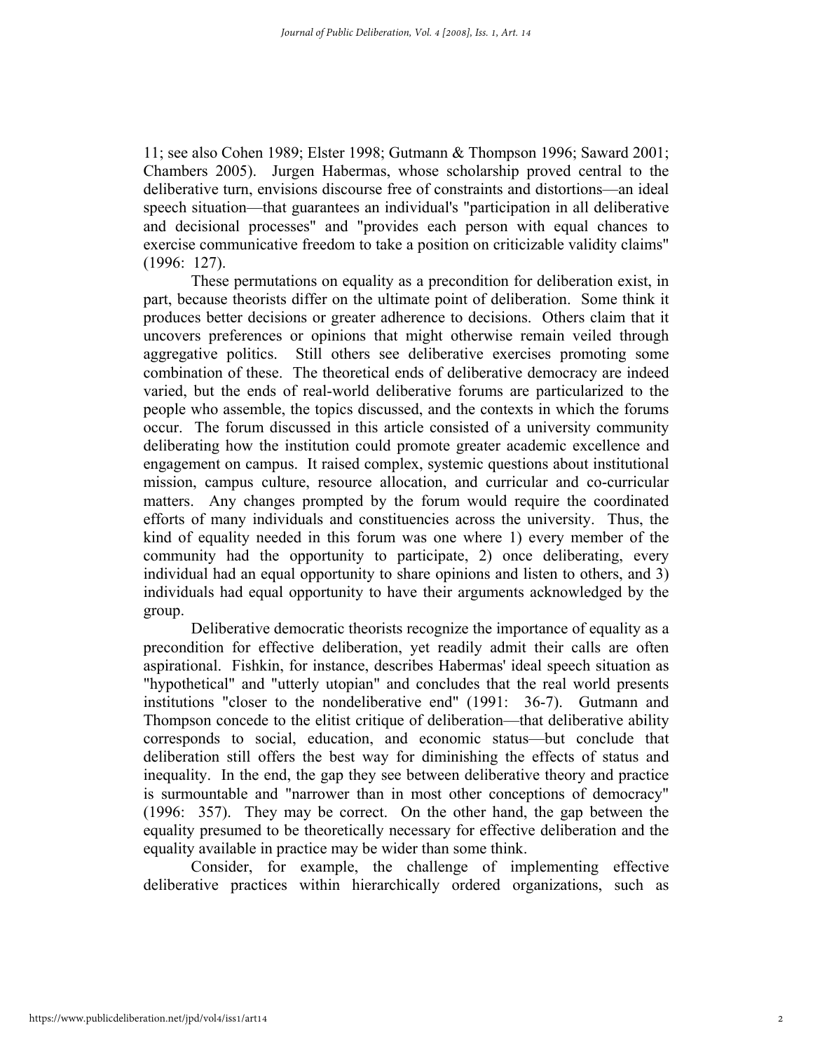11; see also Cohen 1989; Elster 1998; Gutmann & Thompson 1996; Saward 2001; Chambers 2005). Jurgen Habermas, whose scholarship proved central to the deliberative turn, envisions discourse free of constraints and distortions—an ideal speech situation—that guarantees an individual's "participation in all deliberative and decisional processes" and "provides each person with equal chances to exercise communicative freedom to take a position on criticizable validity claims" (1996: 127).

These permutations on equality as a precondition for deliberation exist, in part, because theorists differ on the ultimate point of deliberation. Some think it produces better decisions or greater adherence to decisions. Others claim that it uncovers preferences or opinions that might otherwise remain veiled through aggregative politics. Still others see deliberative exercises promoting some combination of these. The theoretical ends of deliberative democracy are indeed varied, but the ends of real-world deliberative forums are particularized to the people who assemble, the topics discussed, and the contexts in which the forums occur. The forum discussed in this article consisted of a university community deliberating how the institution could promote greater academic excellence and engagement on campus. It raised complex, systemic questions about institutional mission, campus culture, resource allocation, and curricular and co-curricular matters. Any changes prompted by the forum would require the coordinated efforts of many individuals and constituencies across the university. Thus, the kind of equality needed in this forum was one where 1) every member of the community had the opportunity to participate, 2) once deliberating, every individual had an equal opportunity to share opinions and listen to others, and 3) individuals had equal opportunity to have their arguments acknowledged by the group.

Deliberative democratic theorists recognize the importance of equality as a precondition for effective deliberation, yet readily admit their calls are often aspirational. Fishkin, for instance, describes Habermas' ideal speech situation as "hypothetical" and "utterly utopian" and concludes that the real world presents institutions "closer to the nondeliberative end" (1991: 36-7). Gutmann and Thompson concede to the elitist critique of deliberation—that deliberative ability corresponds to social, education, and economic status—but conclude that deliberation still offers the best way for diminishing the effects of status and inequality. In the end, the gap they see between deliberative theory and practice is surmountable and "narrower than in most other conceptions of democracy" (1996: 357). They may be correct. On the other hand, the gap between the equality presumed to be theoretically necessary for effective deliberation and the equality available in practice may be wider than some think.

Consider, for example, the challenge of implementing effective deliberative practices within hierarchically ordered organizations, such as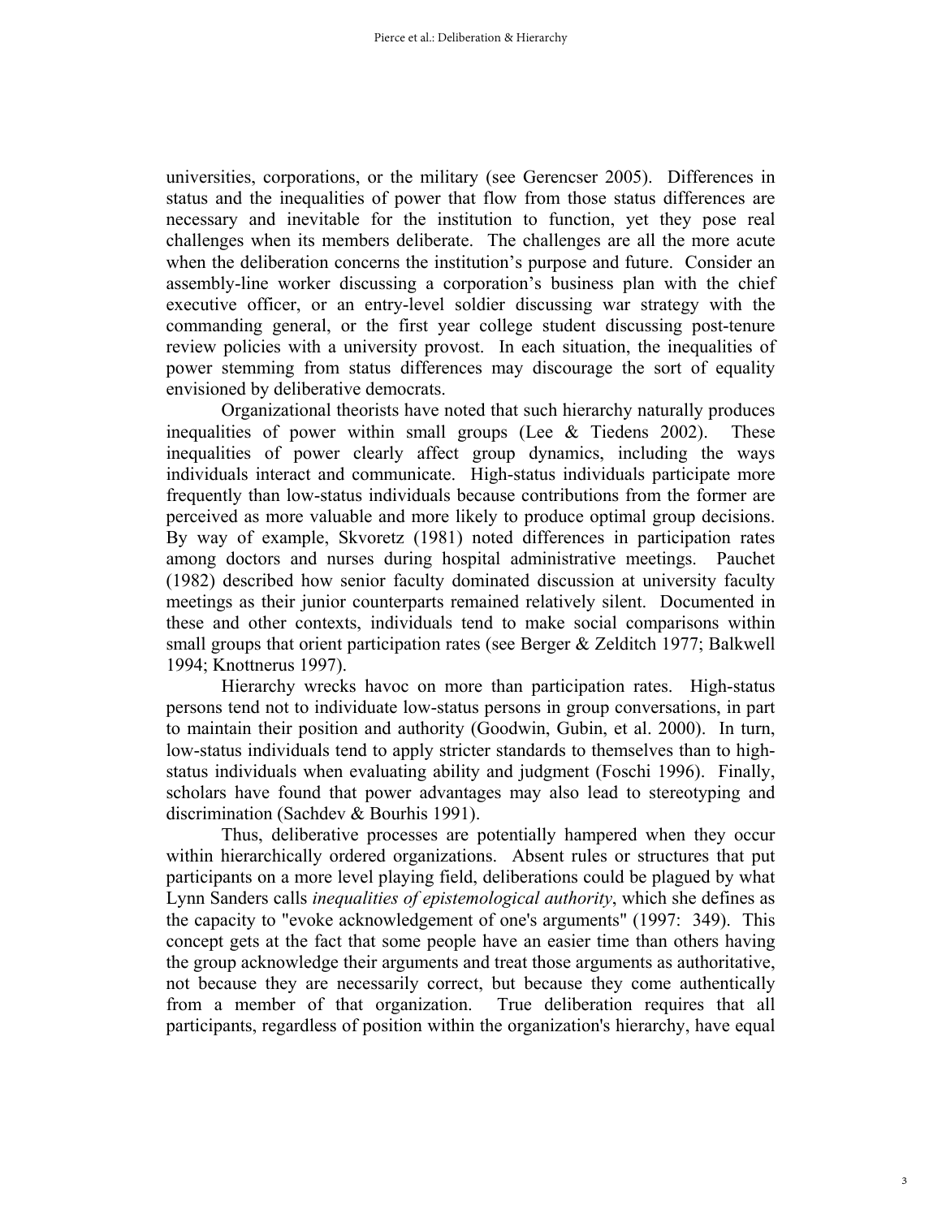universities, corporations, or the military (see Gerencser 2005). Differences in status and the inequalities of power that flow from those status differences are necessary and inevitable for the institution to function, yet they pose real challenges when its members deliberate. The challenges are all the more acute when the deliberation concerns the institution's purpose and future. Consider an assembly-line worker discussing a corporation's business plan with the chief executive officer, or an entry-level soldier discussing war strategy with the commanding general, or the first year college student discussing post-tenure review policies with a university provost. In each situation, the inequalities of power stemming from status differences may discourage the sort of equality envisioned by deliberative democrats.

Organizational theorists have noted that such hierarchy naturally produces inequalities of power within small groups (Lee & Tiedens 2002). These inequalities of power clearly affect group dynamics, including the ways individuals interact and communicate. High-status individuals participate more frequently than low-status individuals because contributions from the former are perceived as more valuable and more likely to produce optimal group decisions. By way of example, Skvoretz (1981) noted differences in participation rates among doctors and nurses during hospital administrative meetings. Pauchet (1982) described how senior faculty dominated discussion at university faculty meetings as their junior counterparts remained relatively silent. Documented in these and other contexts, individuals tend to make social comparisons within small groups that orient participation rates (see Berger & Zelditch 1977; Balkwell 1994; Knottnerus 1997).

Hierarchy wrecks havoc on more than participation rates. High-status persons tend not to individuate low-status persons in group conversations, in part to maintain their position and authority (Goodwin, Gubin, et al. 2000). In turn, low-status individuals tend to apply stricter standards to themselves than to high-status individuals when evaluating ability and judgment (Foschi 1996). Finally, scholars have found that power advantages may also lead to stereotyping and discrimination (Sachdev & Bourhis 1991).

Thus, deliberative processes are potentially hampered when they occur within hierarchically ordered organizations. Absent rules or structures that put participants on a more level playing field, deliberations could be plagued by what Lynn Sanders calls *inequalities of epistemological authority*, which she defines as the capacity to "evoke acknowledgement of one's arguments" (1997: 349). This concept gets at the fact that some people have an easier time than others having the group acknowledge their arguments and treat those arguments as authoritative, not because they are necessarily correct, but because they come authentically from a member of that organization. True deliberation requires that all participants, regardless of position within the organization's hierarchy, have equal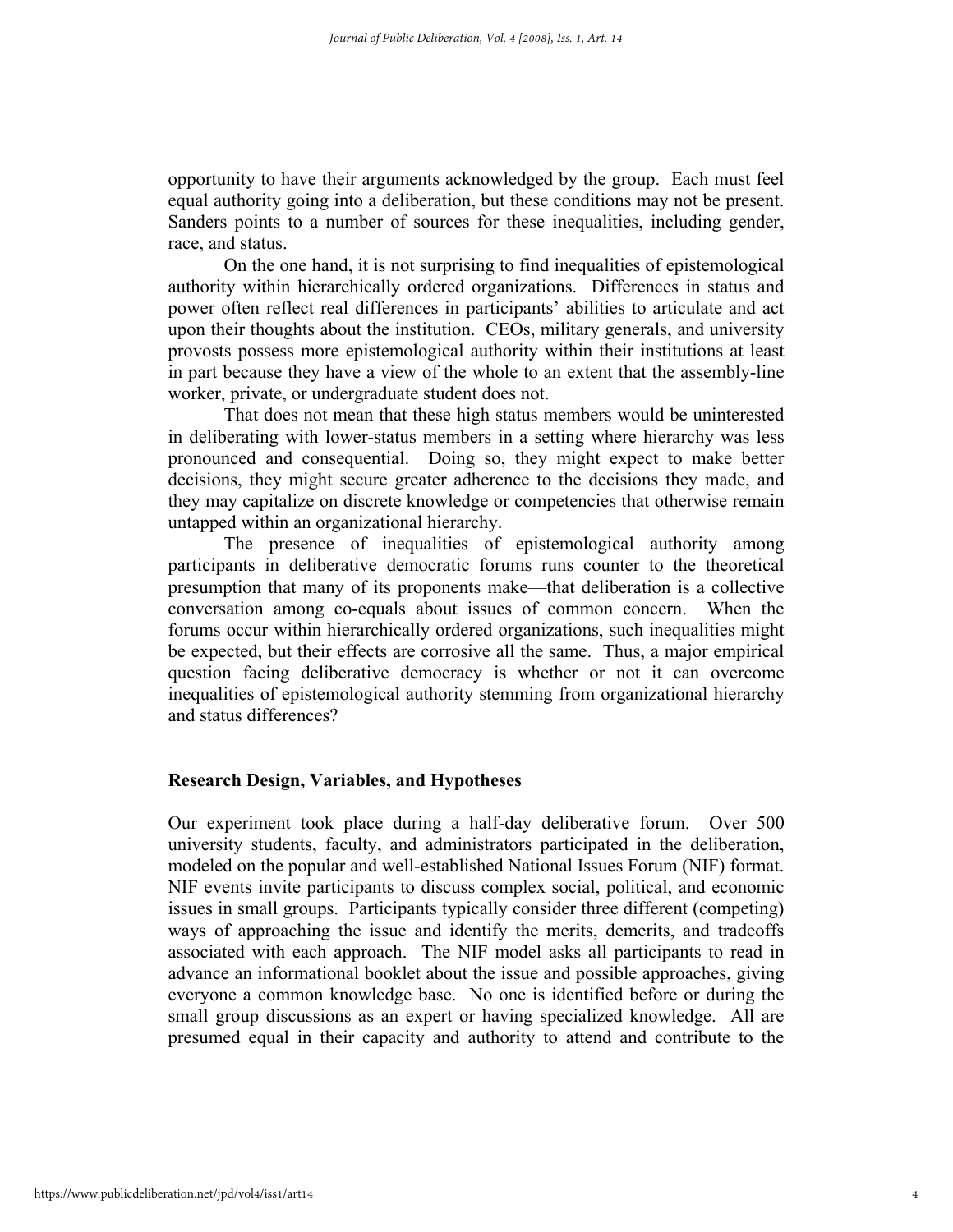opportunity to have their arguments acknowledged by the group. Each must feel equal authority going into a deliberation, but these conditions may not be present. Sanders points to a number of sources for these inequalities, including gender, race, and status.

On the one hand, it is not surprising to find inequalities of epistemological authority within hierarchically ordered organizations. Differences in status and power often reflect real differences in participants' abilities to articulate and act upon their thoughts about the institution. CEOs, military generals, and university provosts possess more epistemological authority within their institutions at least in part because they have a view of the whole to an extent that the assembly-line worker, private, or undergraduate student does not.

That does not mean that these high status members would be uninterested in deliberating with lower-status members in a setting where hierarchy was less pronounced and consequential. Doing so, they might expect to make better decisions, they might secure greater adherence to the decisions they made, and they may capitalize on discrete knowledge or competencies that otherwise remain untapped within an organizational hierarchy.

The presence of inequalities of epistemological authority among participants in deliberative democratic forums runs counter to the theoretical presumption that many of its proponents make—that deliberation is a collective conversation among co-equals about issues of common concern. When the forums occur within hierarchically ordered organizations, such inequalities might be expected, but their effects are corrosive all the same. Thus, a major empirical question facing deliberative democracy is whether or not it can overcome inequalities of epistemological authority stemming from organizational hierarchy and status differences?

## Research Design, Variables, and Hypotheses

Our experiment took place during a half-day deliberative forum. Over 500 university students, faculty, and administrators participated in the deliberation, modeled on the popular and well-established National Issues Forum (NIF) format. NIF events invite participants to discuss complex social, political, and economic issues in small groups. Participants typically consider three different (competing) ways of approaching the issue and identify the merits, demerits, and tradeoffs associated with each approach. The NIF model asks all participants to read in advance an informational booklet about the issue and possible approaches, giving everyone a common knowledge base. No one is identified before or during the small group discussions as an expert or having specialized knowledge. All are presumed equal in their capacity and authority to attend and contribute to the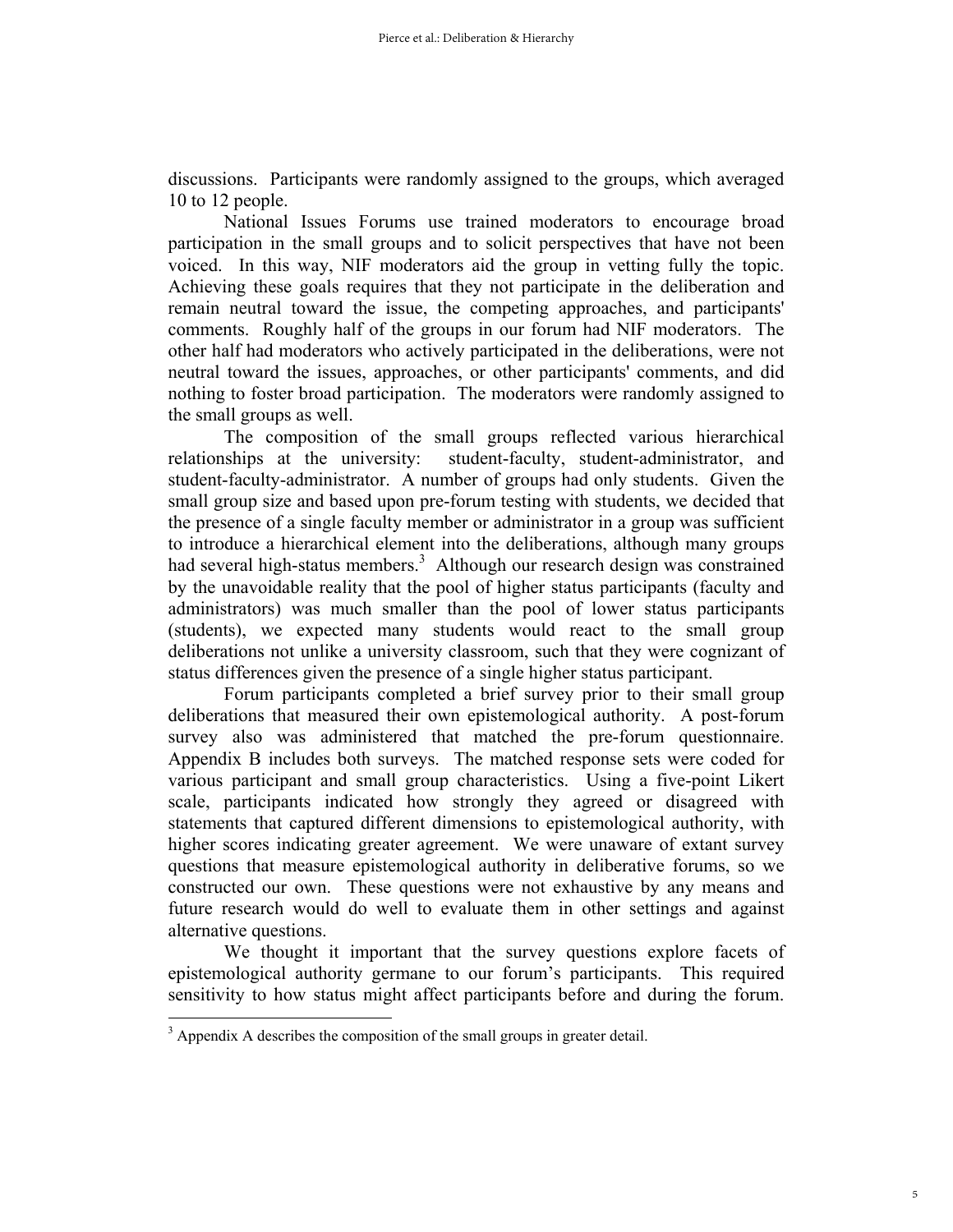discussions. Participants were randomly assigned to the groups, which averaged 10 to 12 people.

National Issues Forums use trained moderators to encourage broad participation in the small groups and to solicit perspectives that have not been voiced. In this way, NIF moderators aid the group in vetting fully the topic. Achieving these goals requires that they not participate in the deliberation and remain neutral toward the issue, the competing approaches, and participants' comments. Roughly half of the groups in our forum had NIF moderators. The other half had moderators who actively participated in the deliberations, were not neutral toward the issues, approaches, or other participants' comments, and did nothing to foster broad participation. The moderators were randomly assigned to the small groups as well.

The composition of the small groups reflected various hierarchical relationships at the university: student-faculty, student-administrator, and student-faculty-administrator. A number of groups had only students. Given the small group size and based upon pre-forum testing with students, we decided that the presence of a single faculty member or administrator in a group was sufficient to introduce a hierarchical element into the deliberations, although many groups had several high-status members.[3] Although our research design was constrained by the unavoidable reality that the pool of higher status participants (faculty and administrators) was much smaller than the pool of lower status participants (students), we expected many students would react to the small group deliberations not unlike a university classroom, such that they were cognizant of status differences given the presence of a single higher status participant.

Forum participants completed a brief survey prior to their small group deliberations that measured their own epistemological authority. A post-forum survey also was administered that matched the pre-forum questionnaire. Appendix B includes both surveys. The matched response sets were coded for various participant and small group characteristics. Using a five-point Likert scale, participants indicated how strongly they agreed or disagreed with statements that captured different dimensions to epistemological authority, with higher scores indicating greater agreement. We were unaware of extant survey questions that measure epistemological authority in deliberative forums, so we constructed our own. These questions were not exhaustive by any means and future research would do well to evaluate them in other settings and against alternative questions.

We thought it important that the survey questions explore facets of epistemological authority germane to our forum's participants. This required sensitivity to how status might affect participants before and during the forum.

[3] Appendix A describes the composition of the small groups in greater detail.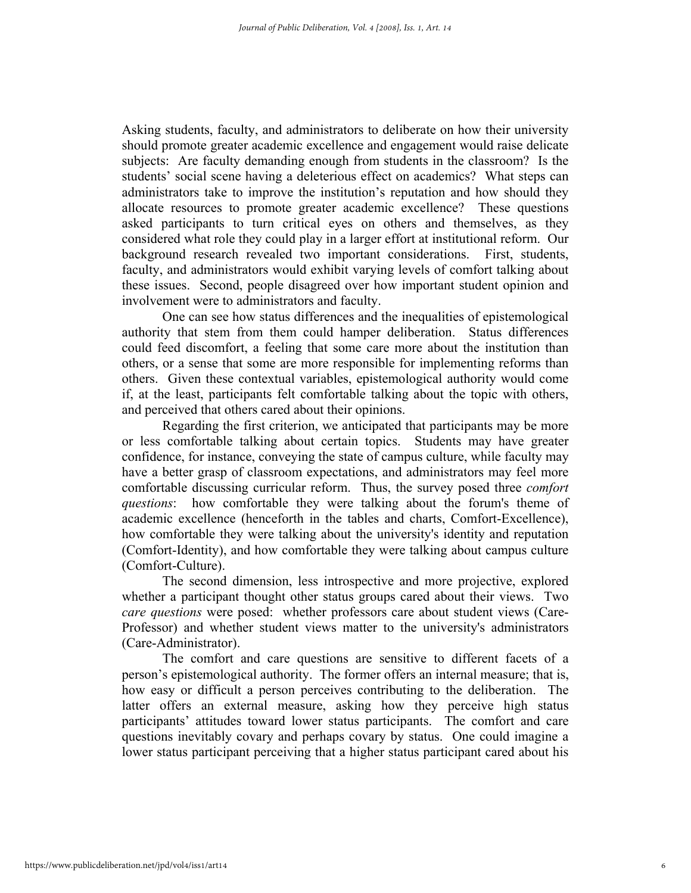Asking students, faculty, and administrators to deliberate on how their university should promote greater academic excellence and engagement would raise delicate subjects: Are faculty demanding enough from students in the classroom? Is the students' social scene having a deleterious effect on academics? What steps can administrators take to improve the institution's reputation and how should they allocate resources to promote greater academic excellence? These questions asked participants to turn critical eyes on others and themselves, as they considered what role they could play in a larger effort at institutional reform. Our background research revealed two important considerations. First, students, faculty, and administrators would exhibit varying levels of comfort talking about these issues. Second, people disagreed over how important student opinion and involvement were to administrators and faculty.

One can see how status differences and the inequalities of epistemological authority that stem from them could hamper deliberation. Status differences could feed discomfort, a feeling that some care more about the institution than others, or a sense that some are more responsible for implementing reforms than others. Given these contextual variables, epistemological authority would come if, at the least, participants felt comfortable talking about the topic with others, and perceived that others cared about their opinions.

Regarding the first criterion, we anticipated that participants may be more or less comfortable talking about certain topics. Students may have greater confidence, for instance, conveying the state of campus culture, while faculty may have a better grasp of classroom expectations, and administrators may feel more comfortable discussing curricular reform. Thus, the survey posed three *comfort questions*: how comfortable they were talking about the forum's theme of academic excellence (henceforth in the tables and charts, Comfort-Excellence), how comfortable they were talking about the university's identity and reputation (Comfort-Identity), and how comfortable they were talking about campus culture (Comfort-Culture).

The second dimension, less introspective and more projective, explored whether a participant thought other status groups cared about their views. Two *care questions* were posed: whether professors care about student views (Care-Professor) and whether student views matter to the university's administrators (Care-Administrator).

The comfort and care questions are sensitive to different facets of a person's epistemological authority. The former offers an internal measure; that is, how easy or difficult a person perceives contributing to the deliberation. The latter offers an external measure, asking how they perceive high status participants' attitudes toward lower status participants. The comfort and care questions inevitably covary and perhaps covary by status. One could imagine a lower status participant perceiving that a higher status participant cared about his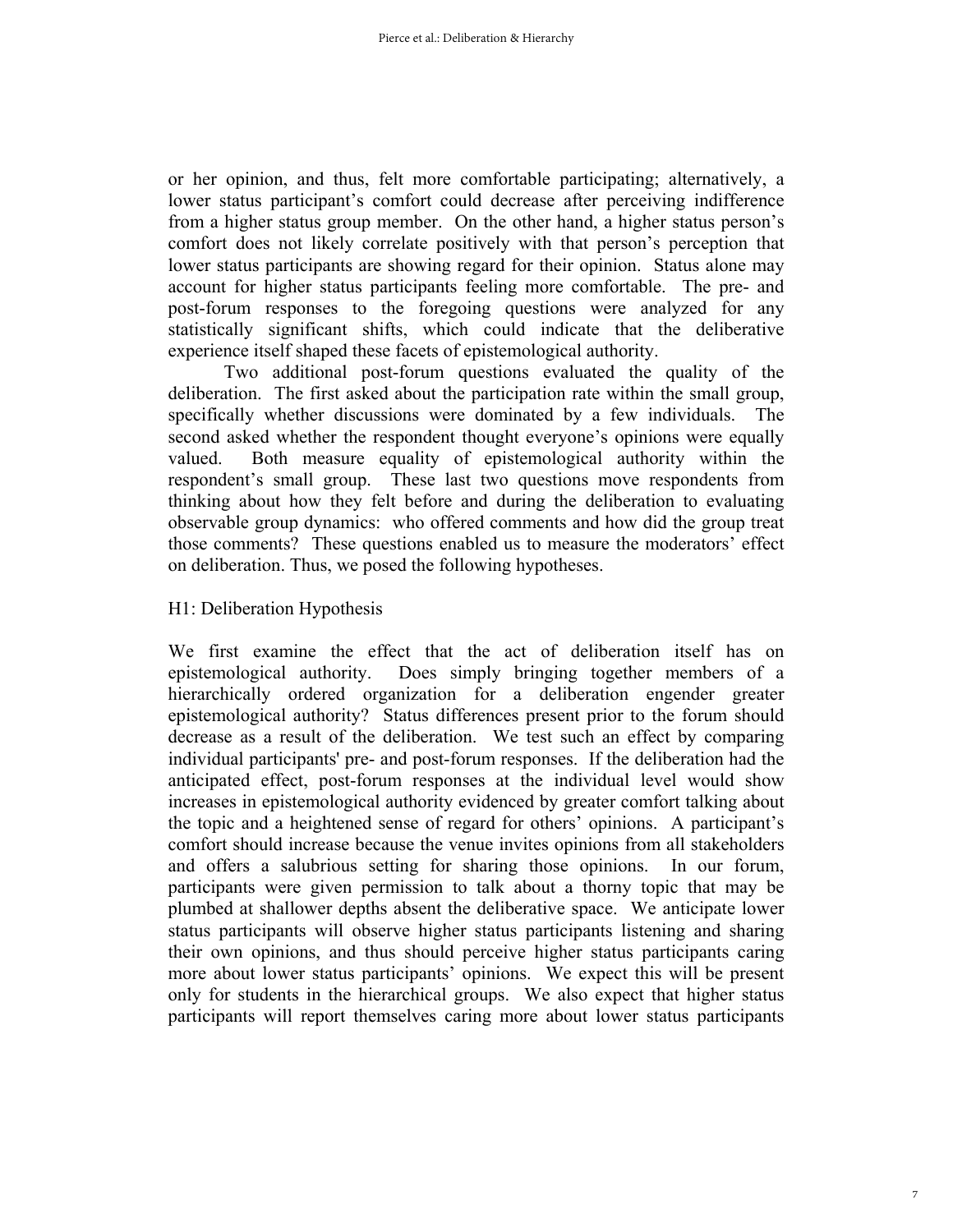or her opinion, and thus, felt more comfortable participating; alternatively, a lower status participant's comfort could decrease after perceiving indifference from a higher status group member. On the other hand, a higher status person's comfort does not likely correlate positively with that person's perception that lower status participants are showing regard for their opinion. Status alone may account for higher status participants feeling more comfortable. The pre- and post-forum responses to the foregoing questions were analyzed for any statistically significant shifts, which could indicate that the deliberative experience itself shaped these facets of epistemological authority.

Two additional post-forum questions evaluated the quality of the deliberation. The first asked about the participation rate within the small group, specifically whether discussions were dominated by a few individuals. The second asked whether the respondent thought everyone's opinions were equally valued. Both measure equality of epistemological authority within the respondent's small group. These last two questions move respondents from thinking about how they felt before and during the deliberation to evaluating observable group dynamics: who offered comments and how did the group treat those comments? These questions enabled us to measure the moderators' effect on deliberation. Thus, we posed the following hypotheses.

H1: Deliberation Hypothesis

We first examine the effect that the act of deliberation itself has on epistemological authority. Does simply bringing together members of a hierarchically ordered organization for a deliberation engender greater epistemological authority? Status differences present prior to the forum should decrease as a result of the deliberation. We test such an effect by comparing individual participants' pre- and post-forum responses. If the deliberation had the anticipated effect, post-forum responses at the individual level would show increases in epistemological authority evidenced by greater comfort talking about the topic and a heightened sense of regard for others' opinions. A participant's comfort should increase because the venue invites opinions from all stakeholders and offers a salubrious setting for sharing those opinions. In our forum, participants were given permission to talk about a thorny topic that may be plumbed at shallower depths absent the deliberative space. We anticipate lower status participants will observe higher status participants listening and sharing their own opinions, and thus should perceive higher status participants caring more about lower status participants' opinions. We expect this will be present only for students in the hierarchical groups. We also expect that higher status participants will report themselves caring more about lower status participants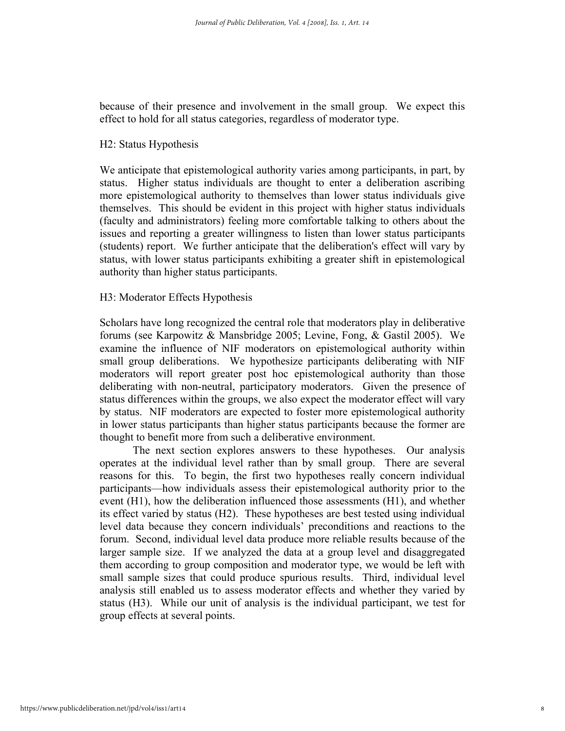because of their presence and involvement in the small group. We expect this effect to hold for all status categories, regardless of moderator type.

H2: Status Hypothesis

We anticipate that epistemological authority varies among participants, in part, by status. Higher status individuals are thought to enter a deliberation ascribing more epistemological authority to themselves than lower status individuals give themselves. This should be evident in this project with higher status individuals (faculty and administrators) feeling more comfortable talking to others about the issues and reporting a greater willingness to listen than lower status participants (students) report. We further anticipate that the deliberation's effect will vary by status, with lower status participants exhibiting a greater shift in epistemological authority than higher status participants.

H3: Moderator Effects Hypothesis

Scholars have long recognized the central role that moderators play in deliberative forums (see Karpowitz & Mansbridge 2005; Levine, Fong, & Gastil 2005). We examine the influence of NIF moderators on epistemological authority within small group deliberations. We hypothesize participants deliberating with NIF moderators will report greater post hoc epistemological authority than those deliberating with non-neutral, participatory moderators. Given the presence of status differences within the groups, we also expect the moderator effect will vary by status. NIF moderators are expected to foster more epistemological authority in lower status participants than higher status participants because the former are thought to benefit more from such a deliberative environment.

The next section explores answers to these hypotheses. Our analysis operates at the individual level rather than by small group. There are several reasons for this. To begin, the first two hypotheses really concern individual participants—how individuals assess their epistemological authority prior to the event (H1), how the deliberation influenced those assessments (H1), and whether its effect varied by status (H2). These hypotheses are best tested using individual level data because they concern individuals' preconditions and reactions to the forum. Second, individual level data produce more reliable results because of the larger sample size. If we analyzed the data at a group level and disaggregated them according to group composition and moderator type, we would be left with small sample sizes that could produce spurious results. Third, individual level analysis still enabled us to assess moderator effects and whether they varied by status (H3). While our unit of analysis is the individual participant, we test for group effects at several points.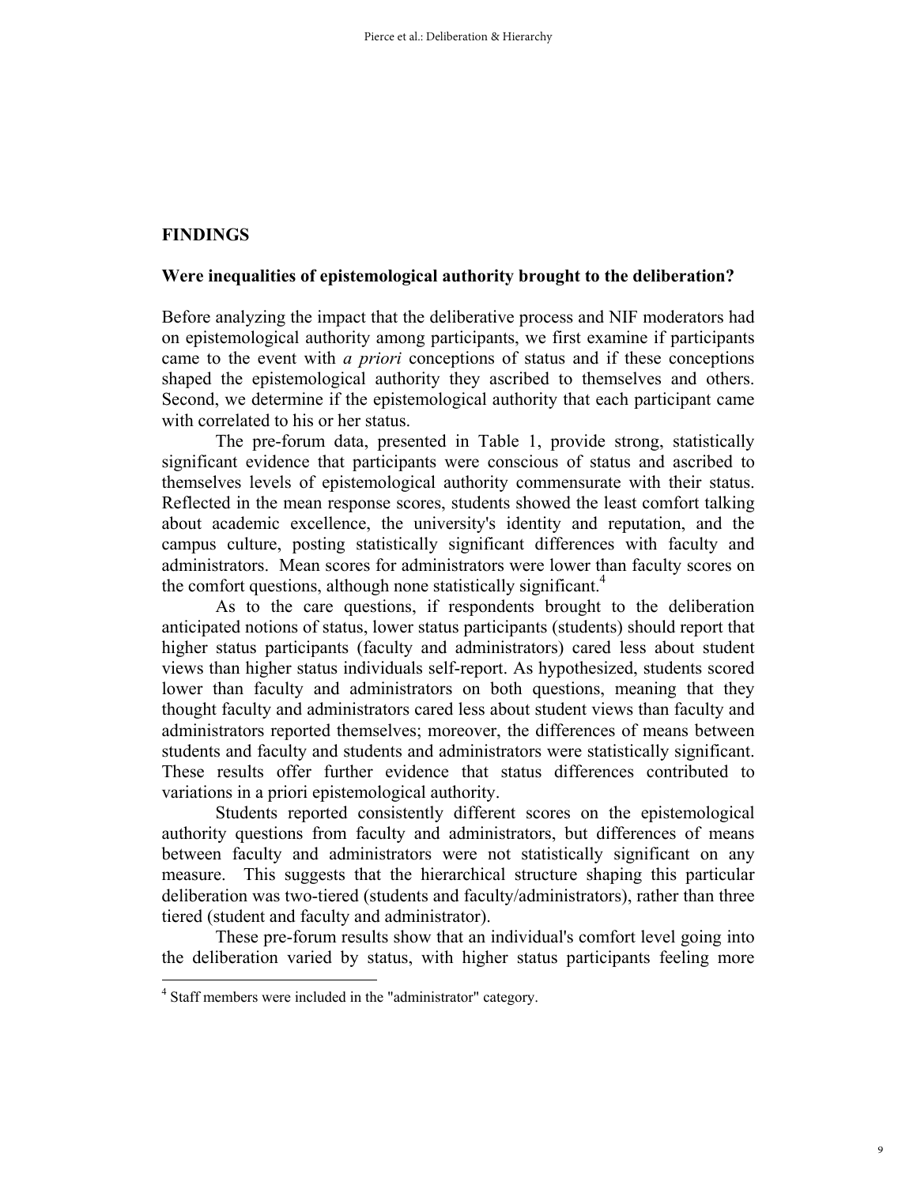## FINDINGS

### Were inequalities of epistemological authority brought to the deliberation?

Before analyzing the impact that the deliberative process and NIF moderators had on epistemological authority among participants, we first examine if participants came to the event with *a priori* conceptions of status and if these conceptions shaped the epistemological authority they ascribed to themselves and others. Second, we determine if the epistemological authority that each participant came with correlated to his or her status.

The pre-forum data, presented in Table 1, provide strong, statistically significant evidence that participants were conscious of status and ascribed to themselves levels of epistemological authority commensurate with their status. Reflected in the mean response scores, students showed the least comfort talking about academic excellence, the university's identity and reputation, and the campus culture, posting statistically significant differences with faculty and administrators. Mean scores for administrators were lower than faculty scores on the comfort questions, although none statistically significant.[4]

As to the care questions, if respondents brought to the deliberation anticipated notions of status, lower status participants (students) should report that higher status participants (faculty and administrators) cared less about student views than higher status individuals self-report. As hypothesized, students scored lower than faculty and administrators on both questions, meaning that they thought faculty and administrators cared less about student views than faculty and administrators reported themselves; moreover, the differences of means between students and faculty and students and administrators were statistically significant. These results offer further evidence that status differences contributed to variations in a priori epistemological authority.

Students reported consistently different scores on the epistemological authority questions from faculty and administrators, but differences of means between faculty and administrators were not statistically significant on any measure. This suggests that the hierarchical structure shaping this particular deliberation was two-tiered (students and faculty/administrators), rather than three tiered (student and faculty and administrator).

These pre-forum results show that an individual's comfort level going into the deliberation varied by status, with higher status participants feeling more

[4] Staff members were included in the "administrator" category.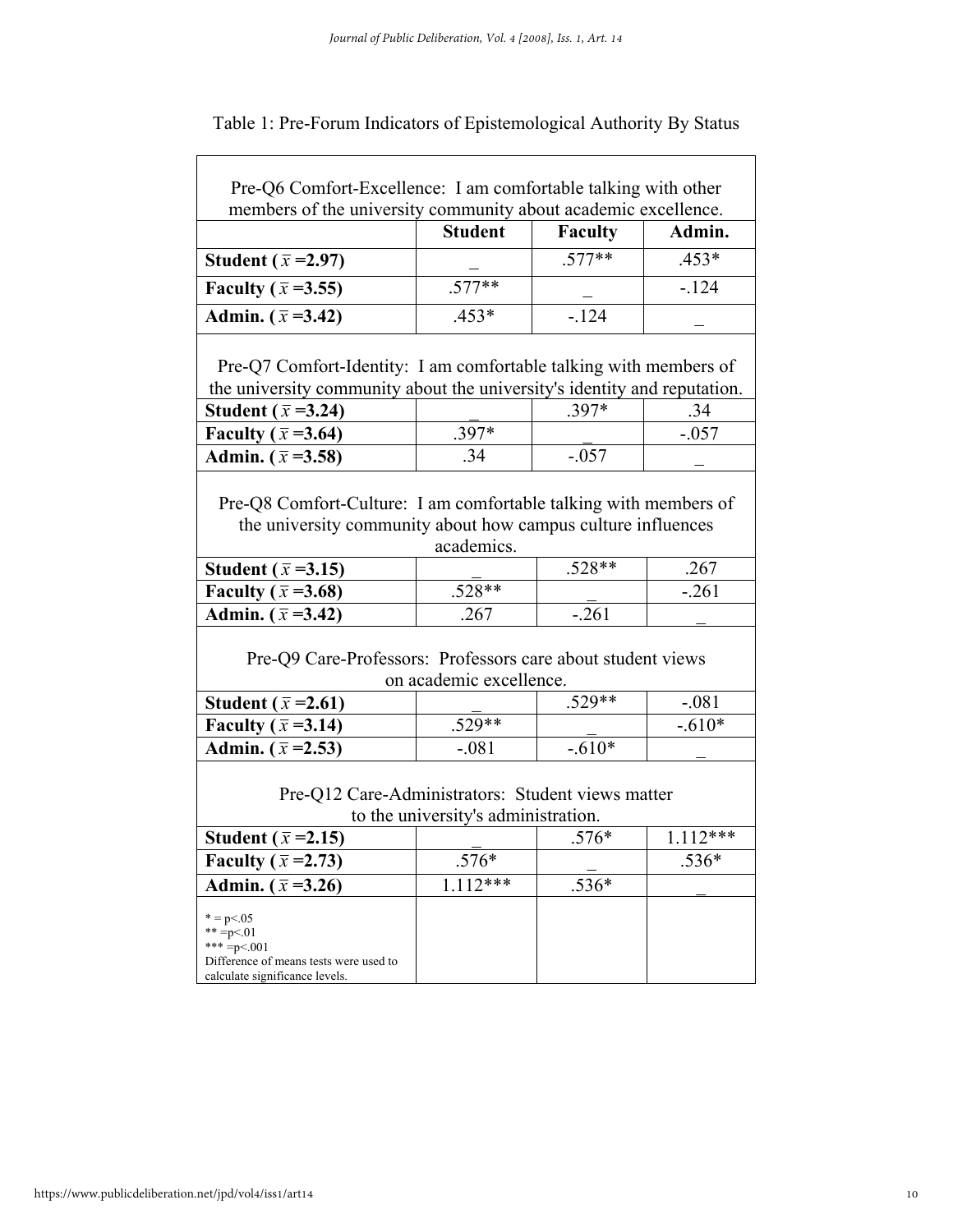Table 1: Pre-Forum Indicators of Epistemological Authority By Status

| Pre-Q6 Comfort-Excellence: I am comfortable talking with other members of the university community about academic excellence. | | | |
|---|---|---|---|
| | **Student** | **Faculty** | **Admin.** |
| **Student ($\bar{x}$ =2.97)** | _ | .577** | .453* |
| **Faculty ($\bar{x}$ =3.55)** | .577** | _ | -.124 |
| **Admin. ($\bar{x}$ =3.42)** | .453* | -.124 | _ |
| Pre-Q7 Comfort-Identity: I am comfortable talking with members of the university community about the university's identity and reputation. | | | |
| **Student ($\bar{x}$ =3.24)** | _ | .397* | .34 |
| **Faculty ($\bar{x}$ =3.64)** | .397* | _ | -.057 |
| **Admin. ($\bar{x}$ =3.58)** | .34 | -.057 | _ |
| Pre-Q8 Comfort-Culture: I am comfortable talking with members of the university community about how campus culture influences academics. | | | |
| **Student ($\bar{x}$ =3.15)** | _ | .528** | .267 |
| **Faculty ($\bar{x}$ =3.68)** | .528** | _ | -.261 |
| **Admin. ($\bar{x}$ =3.42)** | .267 | -.261 | _ |
| Pre-Q9 Care-Professors: Professors care about student views on academic excellence. | | | |
| **Student ($\bar{x}$ =2.61)** | _ | .529** | -.081 |
| **Faculty ($\bar{x}$ =3.14)** | .529** | _ | -.610* |
| **Admin. ($\bar{x}$ =2.53)** | -.081 | -.610* | _ |
| Pre-Q12 Care-Administrators: Student views matter to the university's administration. | | | |
| **Student ($\bar{x}$ =2.15)** | _ | .576* | 1.112*** |
| **Faculty ($\bar{x}$ =2.73)** | .576* | _ | .536* |
| **Admin. ($\bar{x}$ =3.26)** | 1.112*** | .536* | _ |
| * = p<.05<br>** =p<.01<br>*** =p<.001<br>Difference of means tests were used to calculate significance levels. | | | |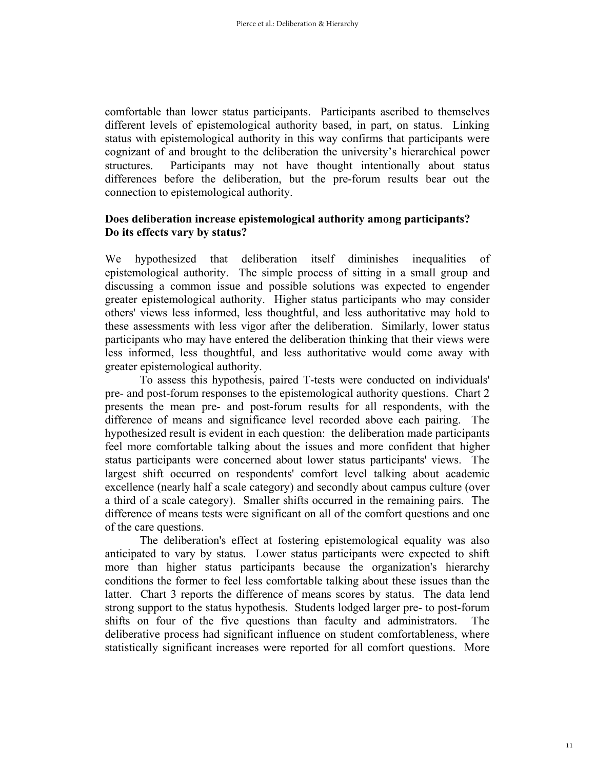comfortable than lower status participants. Participants ascribed to themselves different levels of epistemological authority based, in part, on status. Linking status with epistemological authority in this way confirms that participants were cognizant of and brought to the deliberation the university's hierarchical power structures. Participants may not have thought intentionally about status differences before the deliberation, but the pre-forum results bear out the connection to epistemological authority.

**Does deliberation increase epistemological authority among participants? Do its effects vary by status?**

We hypothesized that deliberation itself diminishes inequalities of epistemological authority. The simple process of sitting in a small group and discussing a common issue and possible solutions was expected to engender greater epistemological authority. Higher status participants who may consider others' views less informed, less thoughtful, and less authoritative may hold to these assessments with less vigor after the deliberation. Similarly, lower status participants who may have entered the deliberation thinking that their views were less informed, less thoughtful, and less authoritative would come away with greater epistemological authority.

To assess this hypothesis, paired T-tests were conducted on individuals' pre- and post-forum responses to the epistemological authority questions. Chart 2 presents the mean pre- and post-forum results for all respondents, with the difference of means and significance level recorded above each pairing. The hypothesized result is evident in each question: the deliberation made participants feel more comfortable talking about the issues and more confident that higher status participants were concerned about lower status participants' views. The largest shift occurred on respondents' comfort level talking about academic excellence (nearly half a scale category) and secondly about campus culture (over a third of a scale category). Smaller shifts occurred in the remaining pairs. The difference of means tests were significant on all of the comfort questions and one of the care questions.

The deliberation's effect at fostering epistemological equality was also anticipated to vary by status. Lower status participants were expected to shift more than higher status participants because the organization's hierarchy conditions the former to feel less comfortable talking about these issues than the latter. Chart 3 reports the difference of means scores by status. The data lend strong support to the status hypothesis. Students lodged larger pre- to post-forum shifts on four of the five questions than faculty and administrators. The deliberative process had significant influence on student comfortableness, where statistically significant increases were reported for all comfort questions. More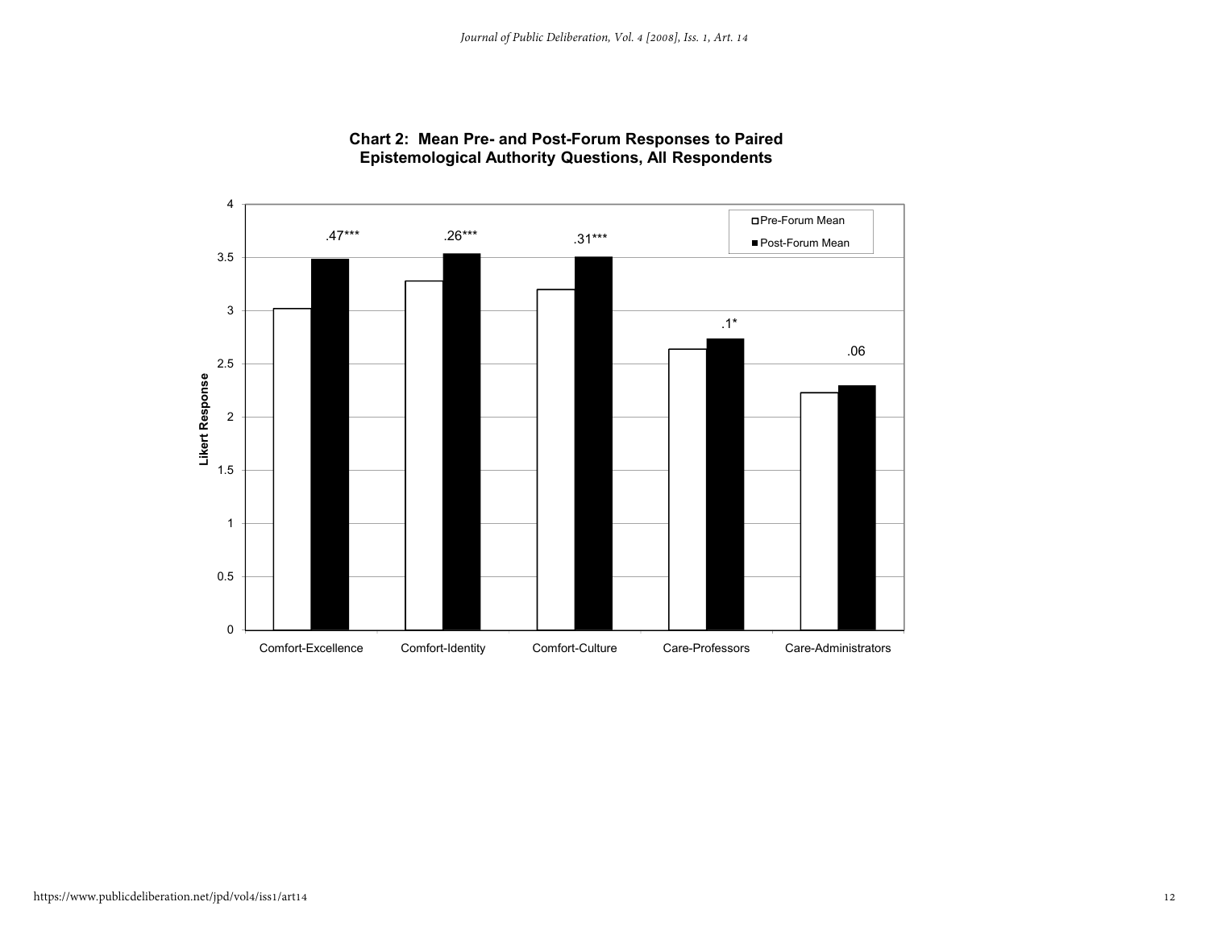**Chart 2: Mean Pre- and Post-Forum Responses to Paired Epistemological Authority Questions, All Respondents**

| | Pre-Forum Mean | Post-Forum Mean | Difference |
|---|---|---|---|
| Comfort-Excellence | | | .47*** |
| Comfort-Identity | | | .26*** |
| Comfort-Culture | | | .31*** |
| Care-Professors | | | .1* |
| Care-Administrators | | | .06 |

Likert Response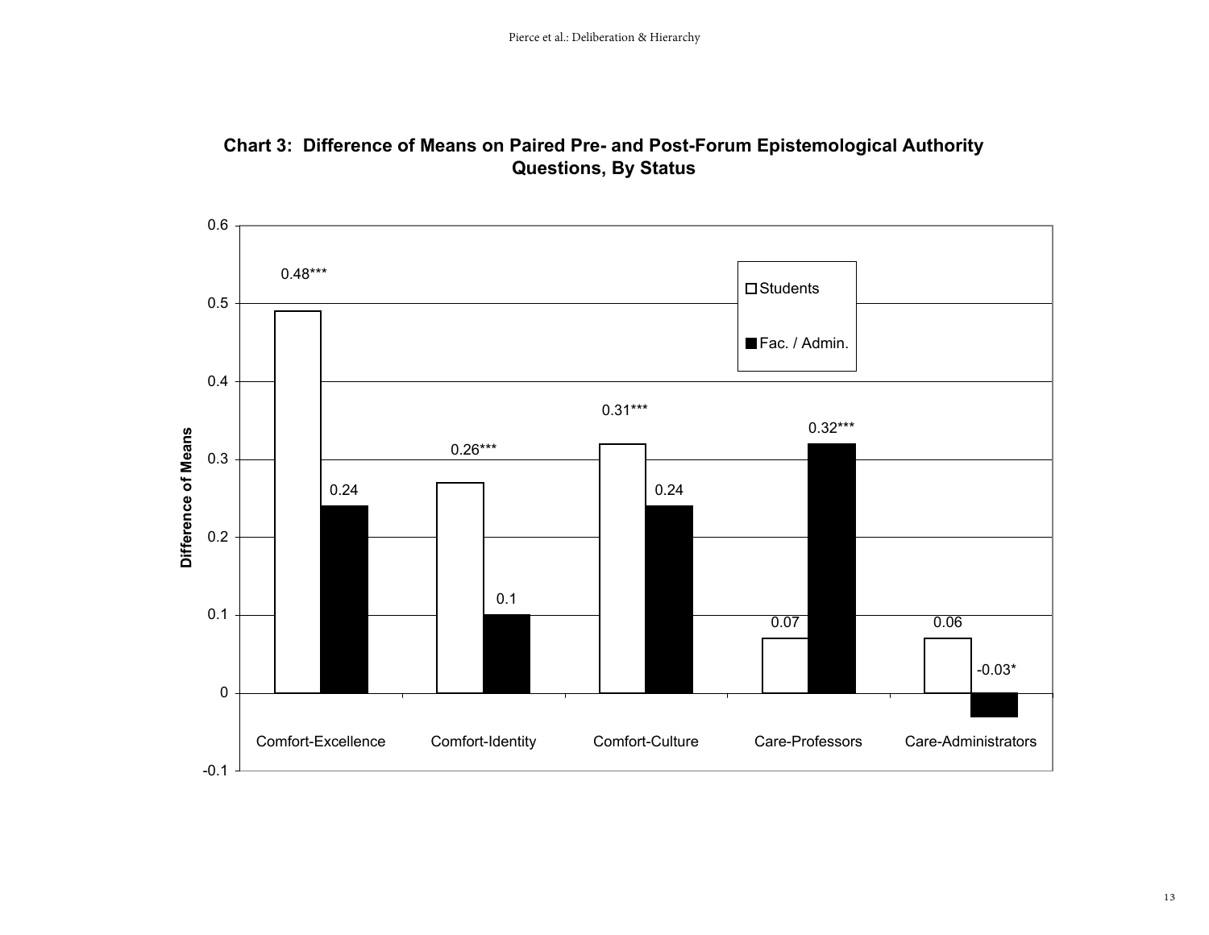**Chart 3: Difference of Means on Paired Pre- and Post-Forum Epistemological Authority Questions, By Status**

| | Students | Fac. / Admin. |
|---|---|---|
| Comfort-Excellence | 0.48*** | 0.24 |
| Comfort-Identity | 0.26*** | 0.1 |
| Comfort-Culture | 0.31*** | 0.24 |
| Care-Professors | 0.07 | 0.32*** |
| Care-Administrators | 0.06 | -0.03* |

Difference of Means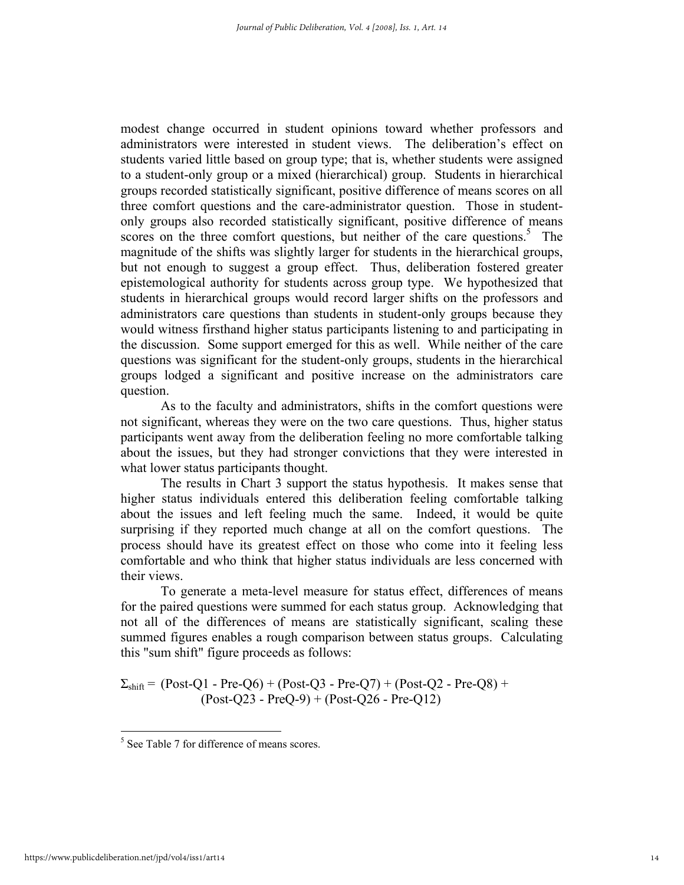modest change occurred in student opinions toward whether professors and administrators were interested in student views. The deliberation's effect on students varied little based on group type; that is, whether students were assigned to a student-only group or a mixed (hierarchical) group. Students in hierarchical groups recorded statistically significant, positive difference of means scores on all three comfort questions and the care-administrator question. Those in student-only groups also recorded statistically significant, positive difference of means scores on the three comfort questions, but neither of the care questions.[5] The magnitude of the shifts was slightly larger for students in the hierarchical groups, but not enough to suggest a group effect. Thus, deliberation fostered greater epistemological authority for students across group type. We hypothesized that students in hierarchical groups would record larger shifts on the professors and administrators care questions than students in student-only groups because they would witness firsthand higher status participants listening to and participating in the discussion. Some support emerged for this as well. While neither of the care questions was significant for the student-only groups, students in the hierarchical groups lodged a significant and positive increase on the administrators care question.

As to the faculty and administrators, shifts in the comfort questions were not significant, whereas they were on the two care questions. Thus, higher status participants went away from the deliberation feeling no more comfortable talking about the issues, but they had stronger convictions that they were interested in what lower status participants thought.

The results in Chart 3 support the status hypothesis. It makes sense that higher status individuals entered this deliberation feeling comfortable talking about the issues and left feeling much the same. Indeed, it would be quite surprising if they reported much change at all on the comfort questions. The process should have its greatest effect on those who come into it feeling less comfortable and who think that higher status individuals are less concerned with their views.

To generate a meta-level measure for status effect, differences of means for the paired questions were summed for each status group. Acknowledging that not all of the differences of means are statistically significant, scaling these summed figures enables a rough comparison between status groups. Calculating this "sum shift" figure proceeds as follows:

$$\Sigma_{shift} = (\text{Post-Q1} - \text{Pre-Q6}) + (\text{Post-Q3} - \text{Pre-Q7}) + (\text{Post-Q2} - \text{Pre-Q8}) + (\text{Post-Q23} - \text{PreQ-9}) + (\text{Post-Q26} - \text{Pre-Q12})$$

[5] See Table 7 for difference of means scores.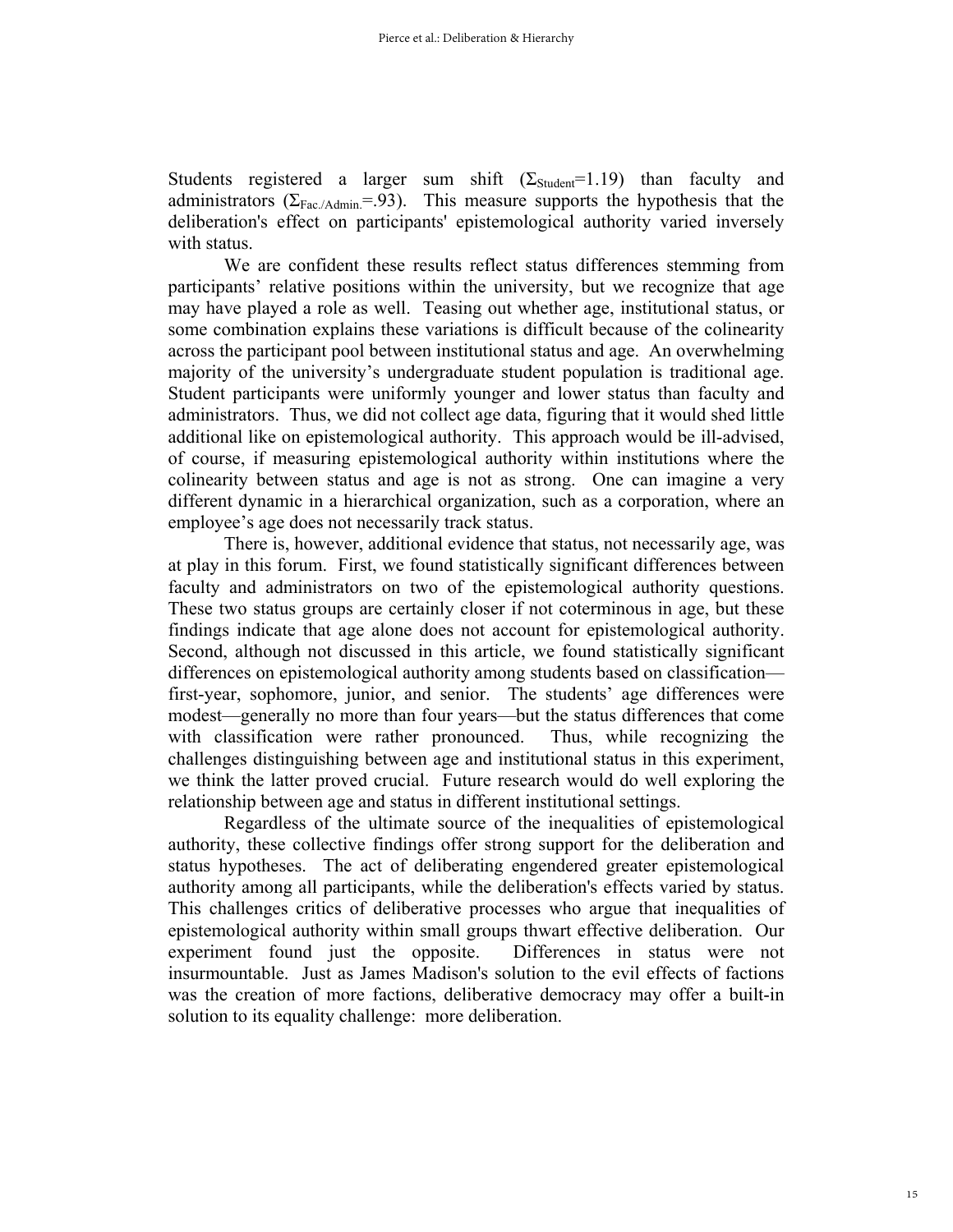Students registered a larger sum shift ($\Sigma_{Student}$=1.19) than faculty and administrators ($\Sigma_{Fac./Admin.}$=.93). This measure supports the hypothesis that the deliberation's effect on participants' epistemological authority varied inversely with status.

We are confident these results reflect status differences stemming from participants' relative positions within the university, but we recognize that age may have played a role as well. Teasing out whether age, institutional status, or some combination explains these variations is difficult because of the colinearity across the participant pool between institutional status and age. An overwhelming majority of the university's undergraduate student population is traditional age. Student participants were uniformly younger and lower status than faculty and administrators. Thus, we did not collect age data, figuring that it would shed little additional like on epistemological authority. This approach would be ill-advised, of course, if measuring epistemological authority within institutions where the colinearity between status and age is not as strong. One can imagine a very different dynamic in a hierarchical organization, such as a corporation, where an employee's age does not necessarily track status.

There is, however, additional evidence that status, not necessarily age, was at play in this forum. First, we found statistically significant differences between faculty and administrators on two of the epistemological authority questions. These two status groups are certainly closer if not coterminous in age, but these findings indicate that age alone does not account for epistemological authority. Second, although not discussed in this article, we found statistically significant differences on epistemological authority among students based on classification—first-year, sophomore, junior, and senior. The students' age differences were modest—generally no more than four years—but the status differences that come with classification were rather pronounced. Thus, while recognizing the challenges distinguishing between age and institutional status in this experiment, we think the latter proved crucial. Future research would do well exploring the relationship between age and status in different institutional settings.

Regardless of the ultimate source of the inequalities of epistemological authority, these collective findings offer strong support for the deliberation and status hypotheses. The act of deliberating engendered greater epistemological authority among all participants, while the deliberation's effects varied by status. This challenges critics of deliberative processes who argue that inequalities of epistemological authority within small groups thwart effective deliberation. Our experiment found just the opposite. Differences in status were not insurmountable. Just as James Madison's solution to the evil effects of factions was the creation of more factions, deliberative democracy may offer a built-in solution to its equality challenge: more deliberation.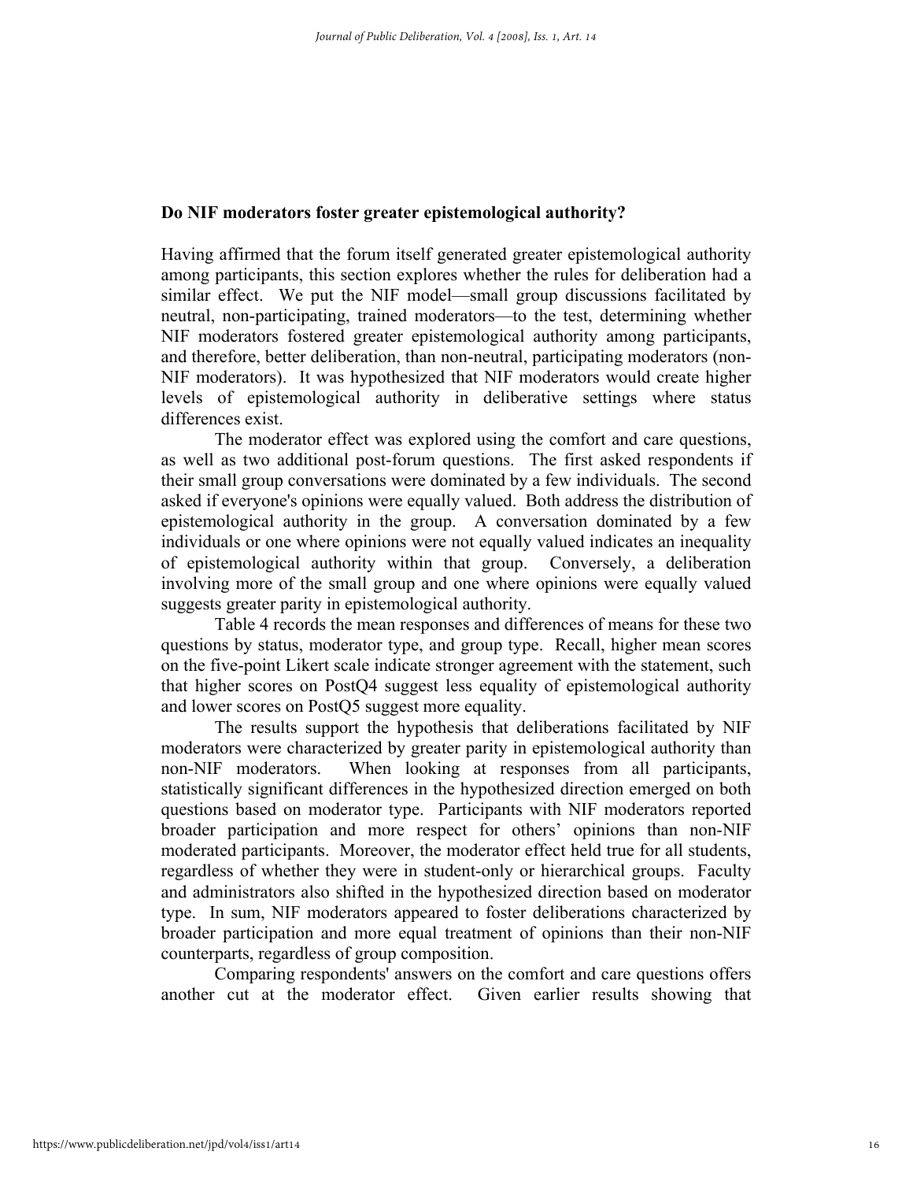**Do NIF moderators foster greater epistemological authority?**

Having affirmed that the forum itself generated greater epistemological authority among participants, this section explores whether the rules for deliberation had a similar effect. We put the NIF model—small group discussions facilitated by neutral, non-participating, trained moderators—to the test, determining whether NIF moderators fostered greater epistemological authority among participants, and therefore, better deliberation, than non-neutral, participating moderators (non-NIF moderators). It was hypothesized that NIF moderators would create higher levels of epistemological authority in deliberative settings where status differences exist.

The moderator effect was explored using the comfort and care questions, as well as two additional post-forum questions. The first asked respondents if their small group conversations were dominated by a few individuals. The second asked if everyone's opinions were equally valued. Both address the distribution of epistemological authority in the group. A conversation dominated by a few individuals or one where opinions were not equally valued indicates an inequality of epistemological authority within that group. Conversely, a deliberation involving more of the small group and one where opinions were equally valued suggests greater parity in epistemological authority.

Table 4 records the mean responses and differences of means for these two questions by status, moderator type, and group type. Recall, higher mean scores on the five-point Likert scale indicate stronger agreement with the statement, such that higher scores on PostQ4 suggest less equality of epistemological authority and lower scores on PostQ5 suggest more equality.

The results support the hypothesis that deliberations facilitated by NIF moderators were characterized by greater parity in epistemological authority than non-NIF moderators. When looking at responses from all participants, statistically significant differences in the hypothesized direction emerged on both questions based on moderator type. Participants with NIF moderators reported broader participation and more respect for others' opinions than non-NIF moderated participants. Moreover, the moderator effect held true for all students, regardless of whether they were in student-only or hierarchical groups. Faculty and administrators also shifted in the hypothesized direction based on moderator type. In sum, NIF moderators appeared to foster deliberations characterized by broader participation and more equal treatment of opinions than their non-NIF counterparts, regardless of group composition.

Comparing respondents' answers on the comfort and care questions offers another cut at the moderator effect. Given earlier results showing that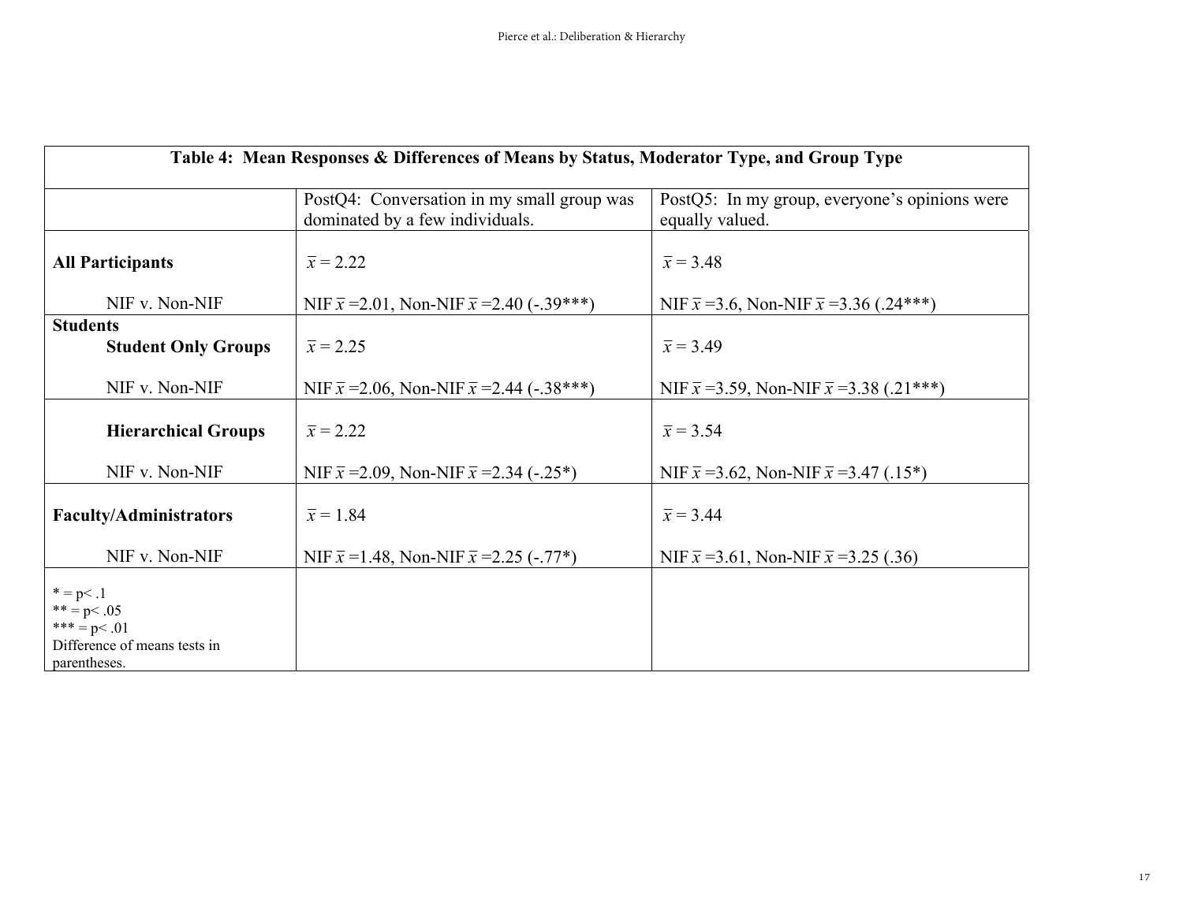| Table 4: Mean Responses & Differences of Means by Status, Moderator Type, and Group Type | | |
|---|---|---|
| | PostQ4: Conversation in my small group was dominated by a few individuals. | PostQ5: In my group, everyone's opinions were equally valued. |
| **All Participants** | $\bar{x}$ = 2.22 | $\bar{x}$ = 3.48 |
| NIF v. Non-NIF | NIF $\bar{x}$ =2.01, Non-NIF $\bar{x}$ =2.40 (-.39***) | NIF $\bar{x}$ =3.6, Non-NIF $\bar{x}$ =3.36 (.24***) |
| **Students** | | |
| **Student Only Groups** | $\bar{x}$ = 2.25 | $\bar{x}$ = 3.49 |
| NIF v. Non-NIF | NIF $\bar{x}$ =2.06, Non-NIF $\bar{x}$ =2.44 (-.38***) | NIF $\bar{x}$ =3.59, Non-NIF $\bar{x}$ =3.38 (.21***) |
| **Hierarchical Groups** | $\bar{x}$ = 2.22 | $\bar{x}$ = 3.54 |
| NIF v. Non-NIF | NIF $\bar{x}$ =2.09, Non-NIF $\bar{x}$ =2.34 (-.25*) | NIF $\bar{x}$ =3.62, Non-NIF $\bar{x}$ =3.47 (.15*) |
| **Faculty/Administrators** | $\bar{x}$ = 1.84 | $\bar{x}$ = 3.44 |
| NIF v. Non-NIF | NIF $\bar{x}$ =1.48, Non-NIF $\bar{x}$ =2.25 (-.77*) | NIF $\bar{x}$ =3.61, Non-NIF $\bar{x}$ =3.25 (.36) |
| * = p< .1<br>** = p< .05<br>*** = p< .01<br>Difference of means tests in parentheses. | | |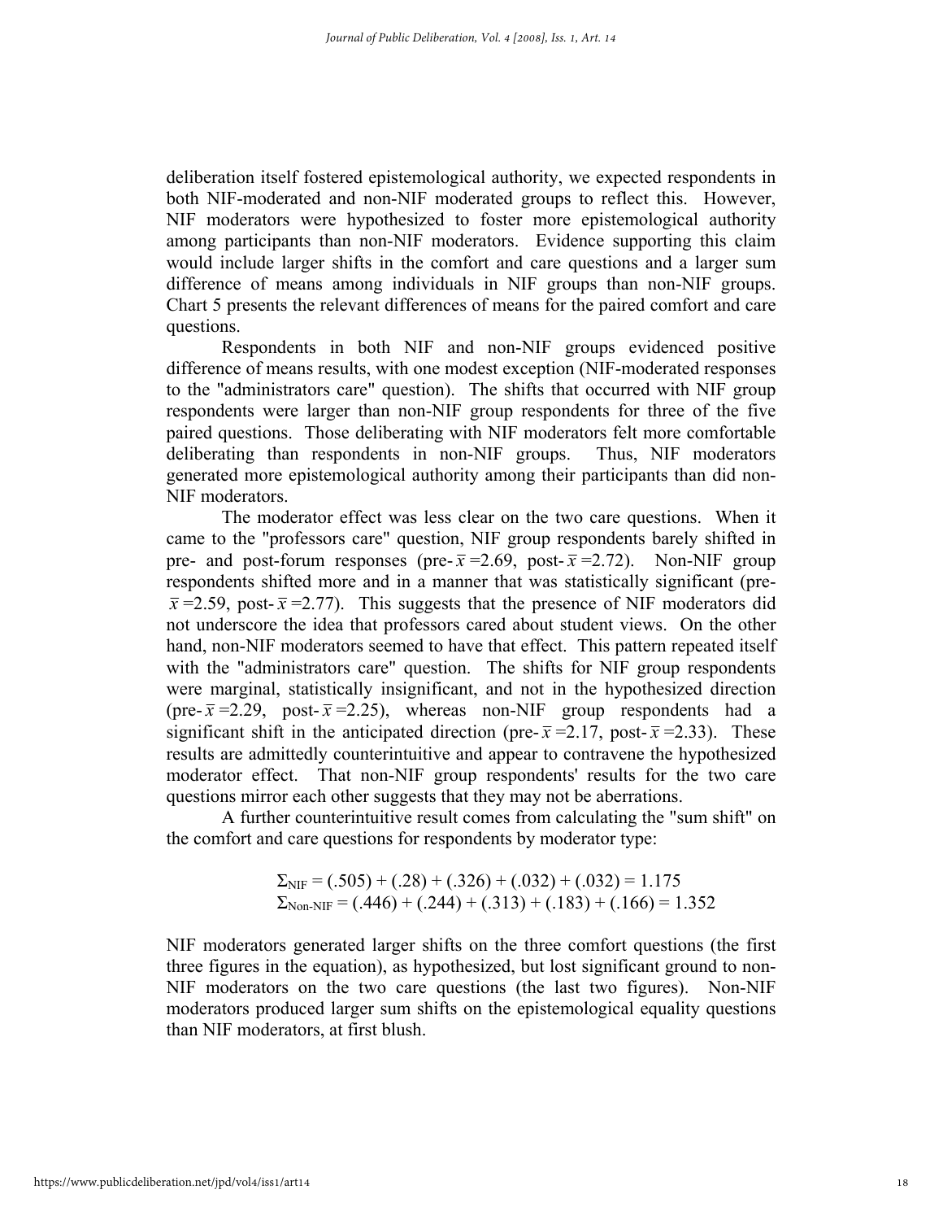deliberation itself fostered epistemological authority, we expected respondents in both NIF-moderated and non-NIF moderated groups to reflect this. However, NIF moderators were hypothesized to foster more epistemological authority among participants than non-NIF moderators. Evidence supporting this claim would include larger shifts in the comfort and care questions and a larger sum difference of means among individuals in NIF groups than non-NIF groups. Chart 5 presents the relevant differences of means for the paired comfort and care questions.

Respondents in both NIF and non-NIF groups evidenced positive difference of means results, with one modest exception (NIF-moderated responses to the "administrators care" question). The shifts that occurred with NIF group respondents were larger than non-NIF group respondents for three of the five paired questions. Those deliberating with NIF moderators felt more comfortable deliberating than respondents in non-NIF groups. Thus, NIF moderators generated more epistemological authority among their participants than did non-NIF moderators.

The moderator effect was less clear on the two care questions. When it came to the "professors care" question, NIF group respondents barely shifted in pre- and post-forum responses (pre-$\bar{x}$=2.69, post-$\bar{x}$=2.72). Non-NIF group respondents shifted more and in a manner that was statistically significant (pre-$\bar{x}$=2.59, post-$\bar{x}$=2.77). This suggests that the presence of NIF moderators did not underscore the idea that professors cared about student views. On the other hand, non-NIF moderators seemed to have that effect. This pattern repeated itself with the "administrators care" question. The shifts for NIF group respondents were marginal, statistically insignificant, and not in the hypothesized direction (pre-$\bar{x}$=2.29, post-$\bar{x}$=2.25), whereas non-NIF group respondents had a significant shift in the anticipated direction (pre-$\bar{x}$=2.17, post-$\bar{x}$=2.33). These results are admittedly counterintuitive and appear to contravene the hypothesized moderator effect. That non-NIF group respondents' results for the two care questions mirror each other suggests that they may not be aberrations.

A further counterintuitive result comes from calculating the "sum shift" on the comfort and care questions for respondents by moderator type:

$$\Sigma_{\text{NIF}} = (.505) + (.28) + (.326) + (.032) + (.032) = 1.175$$
$$\Sigma_{\text{Non-NIF}} = (.446) + (.244) + (.313) + (.183) + (.166) = 1.352$$

NIF moderators generated larger shifts on the three comfort questions (the first three figures in the equation), as hypothesized, but lost significant ground to non-NIF moderators on the two care questions (the last two figures). Non-NIF moderators produced larger sum shifts on the epistemological equality questions than NIF moderators, at first blush.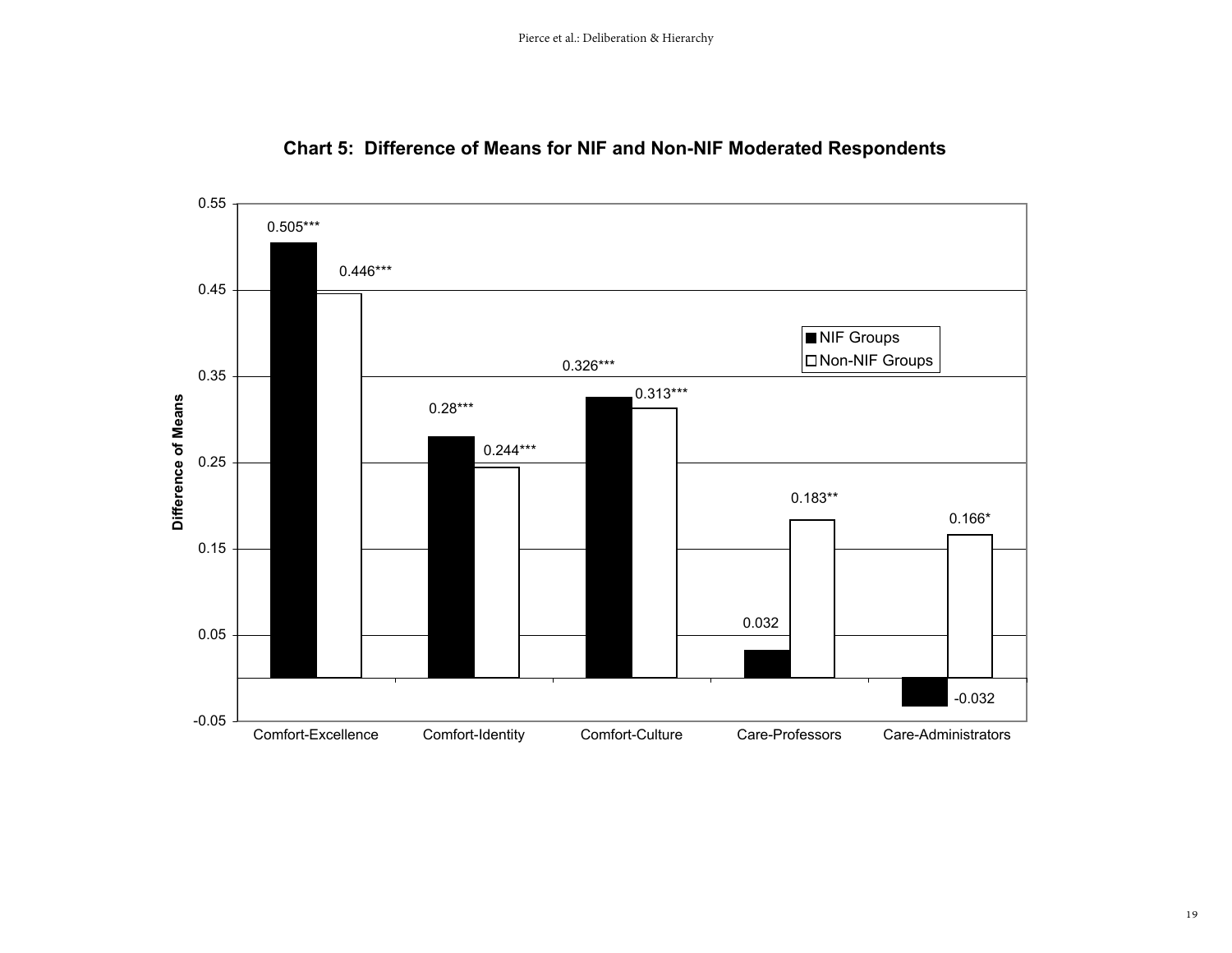**Chart 5: Difference of Means for NIF and Non-NIF Moderated Respondents**

| | NIF Groups | Non-NIF Groups |
|---|---|---|
| Comfort-Excellence | 0.505*** | 0.446*** |
| Comfort-Identity | 0.28*** | 0.244*** |
| Comfort-Culture | 0.326*** | 0.313*** |
| Care-Professors | 0.032 | 0.183** |
| Care-Administrators | -0.032 | 0.166* |

Y-axis: Difference of Means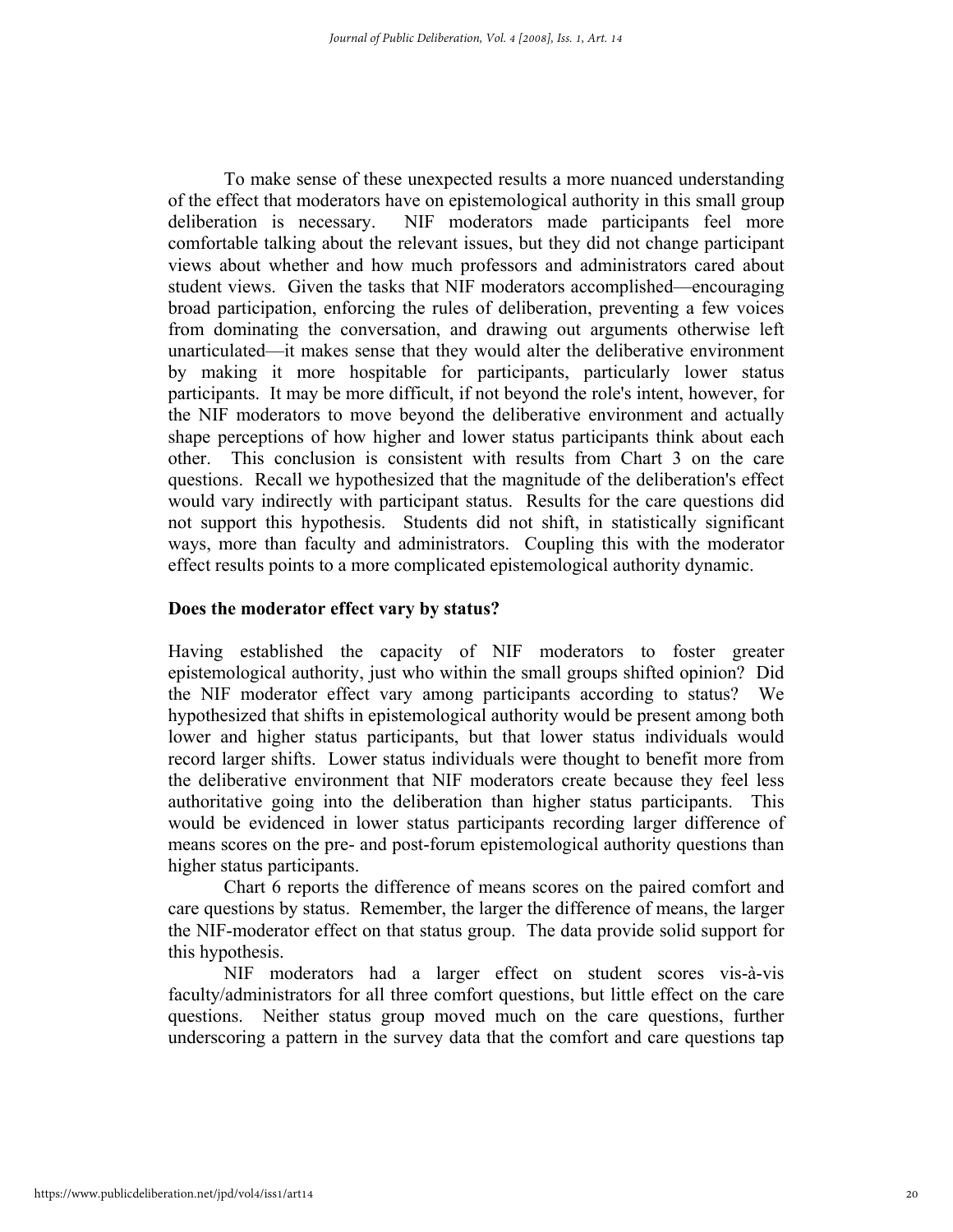To make sense of these unexpected results a more nuanced understanding of the effect that moderators have on epistemological authority in this small group deliberation is necessary. NIF moderators made participants feel more comfortable talking about the relevant issues, but they did not change participant views about whether and how much professors and administrators cared about student views. Given the tasks that NIF moderators accomplished—encouraging broad participation, enforcing the rules of deliberation, preventing a few voices from dominating the conversation, and drawing out arguments otherwise left unarticulated—it makes sense that they would alter the deliberative environment by making it more hospitable for participants, particularly lower status participants. It may be more difficult, if not beyond the role's intent, however, for the NIF moderators to move beyond the deliberative environment and actually shape perceptions of how higher and lower status participants think about each other. This conclusion is consistent with results from Chart 3 on the care questions. Recall we hypothesized that the magnitude of the deliberation's effect would vary indirectly with participant status. Results for the care questions did not support this hypothesis. Students did not shift, in statistically significant ways, more than faculty and administrators. Coupling this with the moderator effect results points to a more complicated epistemological authority dynamic.

**Does the moderator effect vary by status?**

Having established the capacity of NIF moderators to foster greater epistemological authority, just who within the small groups shifted opinion? Did the NIF moderator effect vary among participants according to status? We hypothesized that shifts in epistemological authority would be present among both lower and higher status participants, but that lower status individuals would record larger shifts. Lower status individuals were thought to benefit more from the deliberative environment that NIF moderators create because they feel less authoritative going into the deliberation than higher status participants. This would be evidenced in lower status participants recording larger difference of means scores on the pre- and post-forum epistemological authority questions than higher status participants.

Chart 6 reports the difference of means scores on the paired comfort and care questions by status. Remember, the larger the difference of means, the larger the NIF-moderator effect on that status group. The data provide solid support for this hypothesis.

NIF moderators had a larger effect on student scores vis-à-vis faculty/administrators for all three comfort questions, but little effect on the care questions. Neither status group moved much on the care questions, further underscoring a pattern in the survey data that the comfort and care questions tap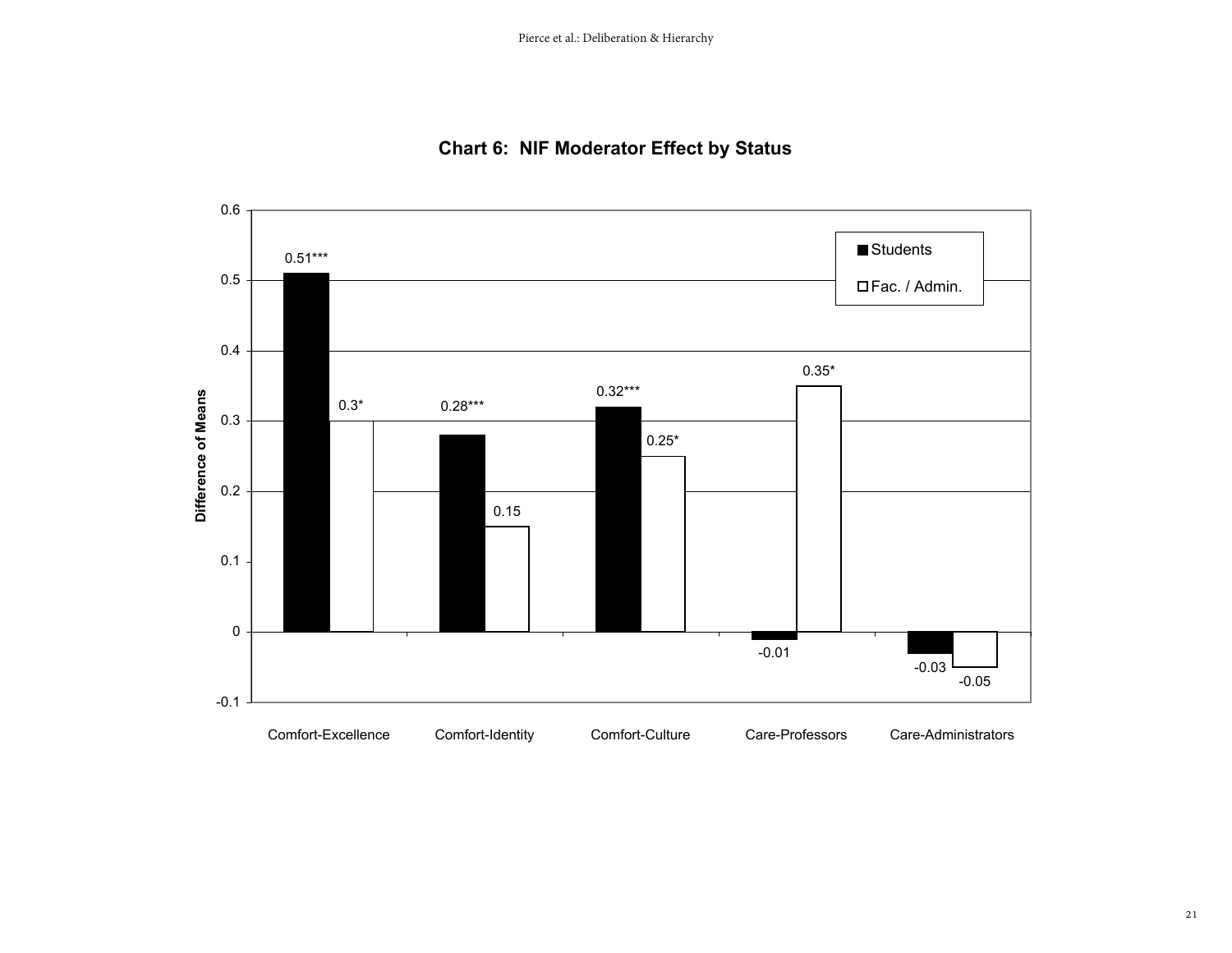**Chart 6: NIF Moderator Effect by Status**

| | Students | Fac. / Admin. |
|---|---|---|
| Comfort-Excellence | 0.51*** | 0.3* |
| Comfort-Identity | 0.28*** | 0.15 |
| Comfort-Culture | 0.32*** | 0.25* |
| Care-Professors | -0.01 | 0.35* |
| Care-Administrators | -0.03 | -0.05 |

Y-axis: Difference of Means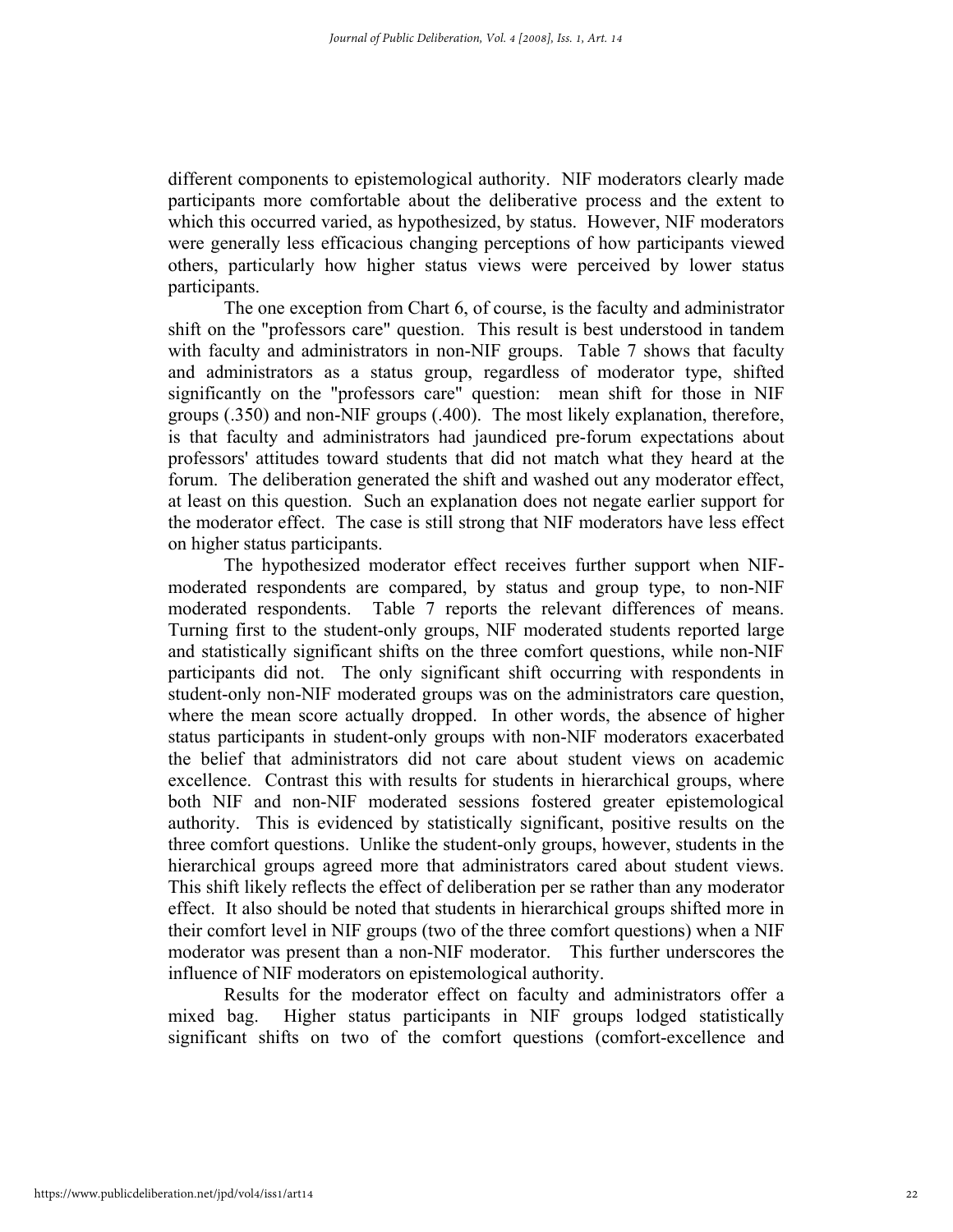different components to epistemological authority. NIF moderators clearly made participants more comfortable about the deliberative process and the extent to which this occurred varied, as hypothesized, by status. However, NIF moderators were generally less efficacious changing perceptions of how participants viewed others, particularly how higher status views were perceived by lower status participants.

The one exception from Chart 6, of course, is the faculty and administrator shift on the "professors care" question. This result is best understood in tandem with faculty and administrators in non-NIF groups. Table 7 shows that faculty and administrators as a status group, regardless of moderator type, shifted significantly on the "professors care" question: mean shift for those in NIF groups (.350) and non-NIF groups (.400). The most likely explanation, therefore, is that faculty and administrators had jaundiced pre-forum expectations about professors' attitudes toward students that did not match what they heard at the forum. The deliberation generated the shift and washed out any moderator effect, at least on this question. Such an explanation does not negate earlier support for the moderator effect. The case is still strong that NIF moderators have less effect on higher status participants.

The hypothesized moderator effect receives further support when NIF-moderated respondents are compared, by status and group type, to non-NIF moderated respondents. Table 7 reports the relevant differences of means. Turning first to the student-only groups, NIF moderated students reported large and statistically significant shifts on the three comfort questions, while non-NIF participants did not. The only significant shift occurring with respondents in student-only non-NIF moderated groups was on the administrators care question, where the mean score actually dropped. In other words, the absence of higher status participants in student-only groups with non-NIF moderators exacerbated the belief that administrators did not care about student views on academic excellence. Contrast this with results for students in hierarchical groups, where both NIF and non-NIF moderated sessions fostered greater epistemological authority. This is evidenced by statistically significant, positive results on the three comfort questions. Unlike the student-only groups, however, students in the hierarchical groups agreed more that administrators cared about student views. This shift likely reflects the effect of deliberation per se rather than any moderator effect. It also should be noted that students in hierarchical groups shifted more in their comfort level in NIF groups (two of the three comfort questions) when a NIF moderator was present than a non-NIF moderator. This further underscores the influence of NIF moderators on epistemological authority.

Results for the moderator effect on faculty and administrators offer a mixed bag. Higher status participants in NIF groups lodged statistically significant shifts on two of the comfort questions (comfort-excellence and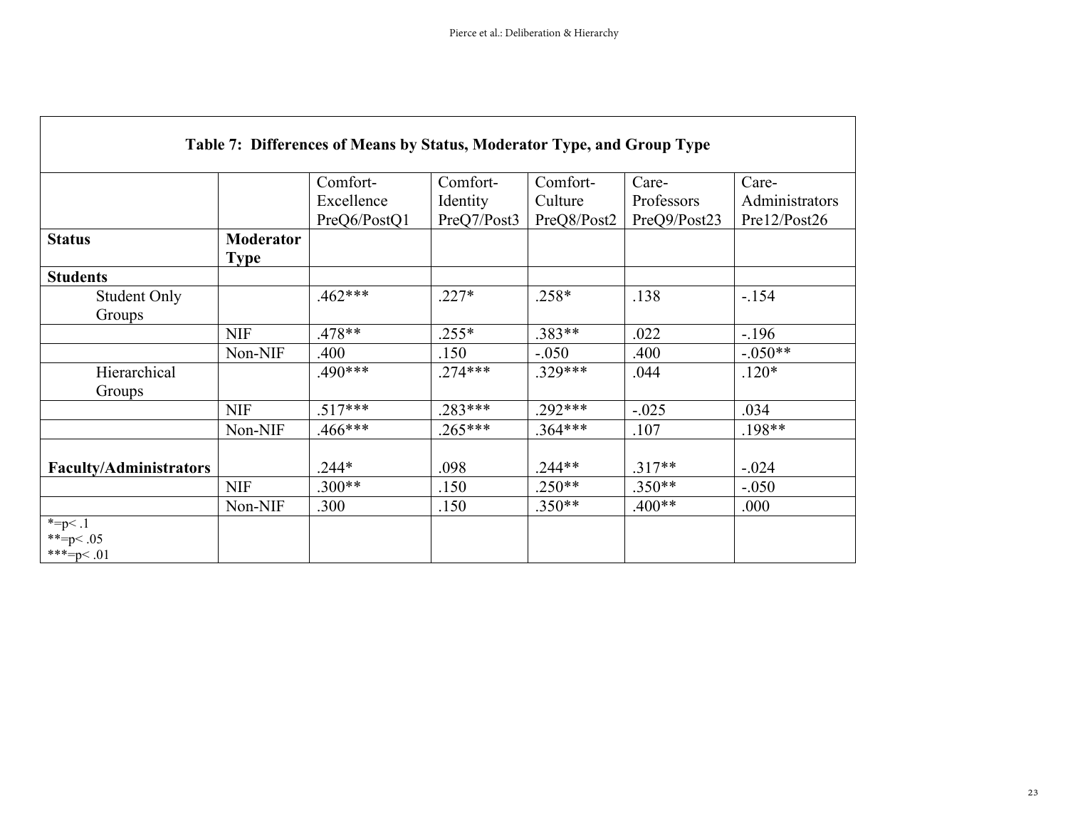**Table 7: Differences of Means by Status, Moderator Type, and Group Type**

| | | Comfort-Excellence PreQ6/PostQ1 | Comfort-Identity PreQ7/Post3 | Comfort-Culture PreQ8/Post2 | Care-Professors PreQ9/Post23 | Care-Administrators Pre12/Post26 |
|---|---|---|---|---|---|---|
| **Status** | **Moderator Type** | | | | | |
| **Students** | | | | | | |
| Student Only Groups | | .462*** | .227* | .258* | .138 | -.154 |
| | NIF | .478** | .255* | .383** | .022 | -.196 |
| | Non-NIF | .400 | .150 | -.050 | .400 | -.050** |
| Hierarchical Groups | | .490*** | .274*** | .329*** | .044 | .120* |
| | NIF | .517*** | .283*** | .292*** | -.025 | .034 |
| | Non-NIF | .466*** | .265*** | .364*** | .107 | .198** |
| **Faculty/Administrators** | | .244* | .098 | .244** | .317** | -.024 |
| | NIF | .300** | .150 | .250** | .350** | -.050 |
| | Non-NIF | .300 | .150 | .350** | .400** | .000 |
| *=p< .1<br>**=p< .05<br>***=p< .01 | | | | | | |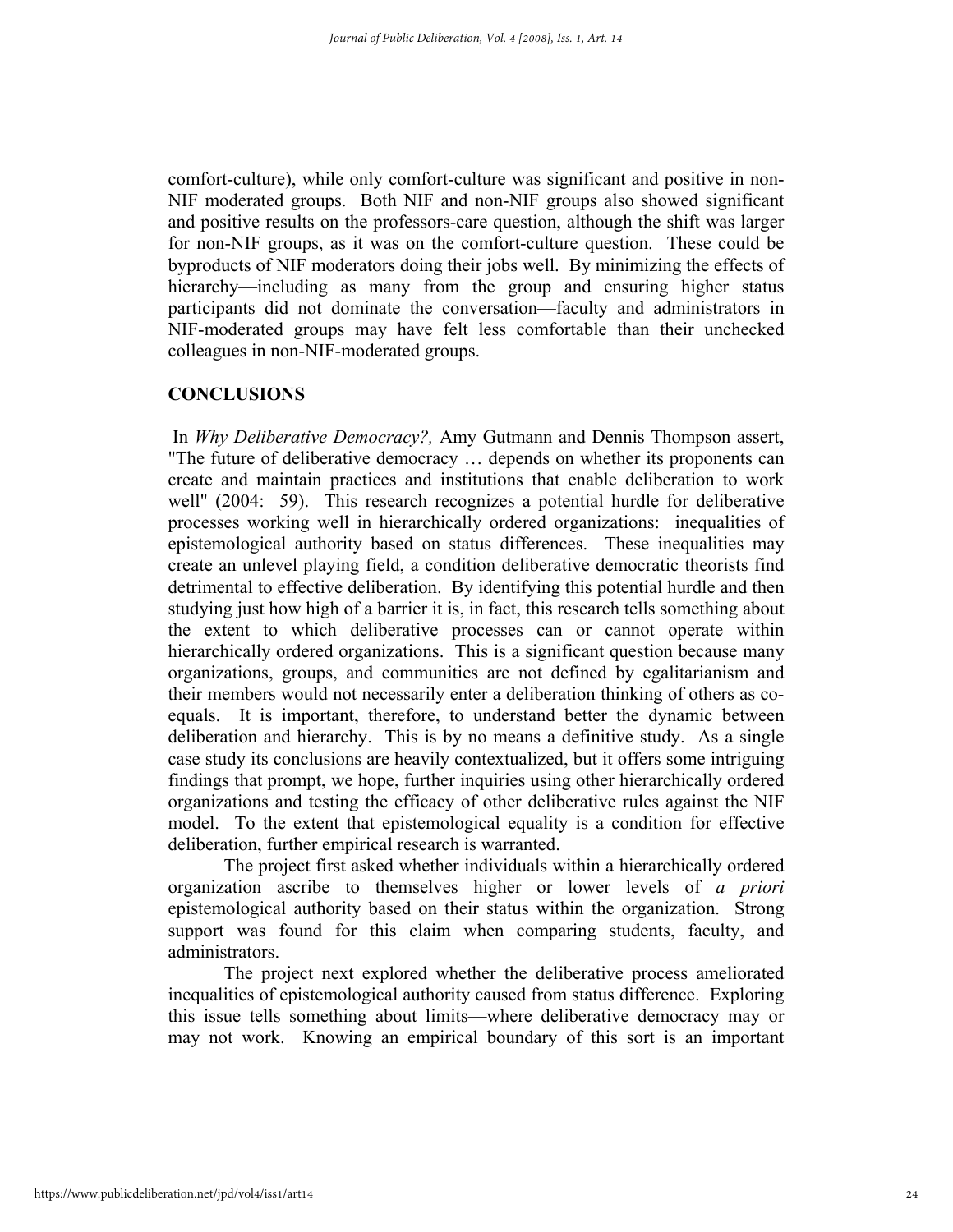comfort-culture), while only comfort-culture was significant and positive in non-NIF moderated groups. Both NIF and non-NIF groups also showed significant and positive results on the professors-care question, although the shift was larger for non-NIF groups, as it was on the comfort-culture question. These could be byproducts of NIF moderators doing their jobs well. By minimizing the effects of hierarchy—including as many from the group and ensuring higher status participants did not dominate the conversation—faculty and administrators in NIF-moderated groups may have felt less comfortable than their unchecked colleagues in non-NIF-moderated groups.

## CONCLUSIONS

In *Why Deliberative Democracy?,* Amy Gutmann and Dennis Thompson assert, "The future of deliberative democracy … depends on whether its proponents can create and maintain practices and institutions that enable deliberation to work well" (2004: 59). This research recognizes a potential hurdle for deliberative processes working well in hierarchically ordered organizations: inequalities of epistemological authority based on status differences. These inequalities may create an unlevel playing field, a condition deliberative democratic theorists find detrimental to effective deliberation. By identifying this potential hurdle and then studying just how high of a barrier it is, in fact, this research tells something about the extent to which deliberative processes can or cannot operate within hierarchically ordered organizations. This is a significant question because many organizations, groups, and communities are not defined by egalitarianism and their members would not necessarily enter a deliberation thinking of others as co-equals. It is important, therefore, to understand better the dynamic between deliberation and hierarchy. This is by no means a definitive study. As a single case study its conclusions are heavily contextualized, but it offers some intriguing findings that prompt, we hope, further inquiries using other hierarchically ordered organizations and testing the efficacy of other deliberative rules against the NIF model. To the extent that epistemological equality is a condition for effective deliberation, further empirical research is warranted.

The project first asked whether individuals within a hierarchically ordered organization ascribe to themselves higher or lower levels of *a priori* epistemological authority based on their status within the organization. Strong support was found for this claim when comparing students, faculty, and administrators.

The project next explored whether the deliberative process ameliorated inequalities of epistemological authority caused from status difference. Exploring this issue tells something about limits—where deliberative democracy may or may not work. Knowing an empirical boundary of this sort is an important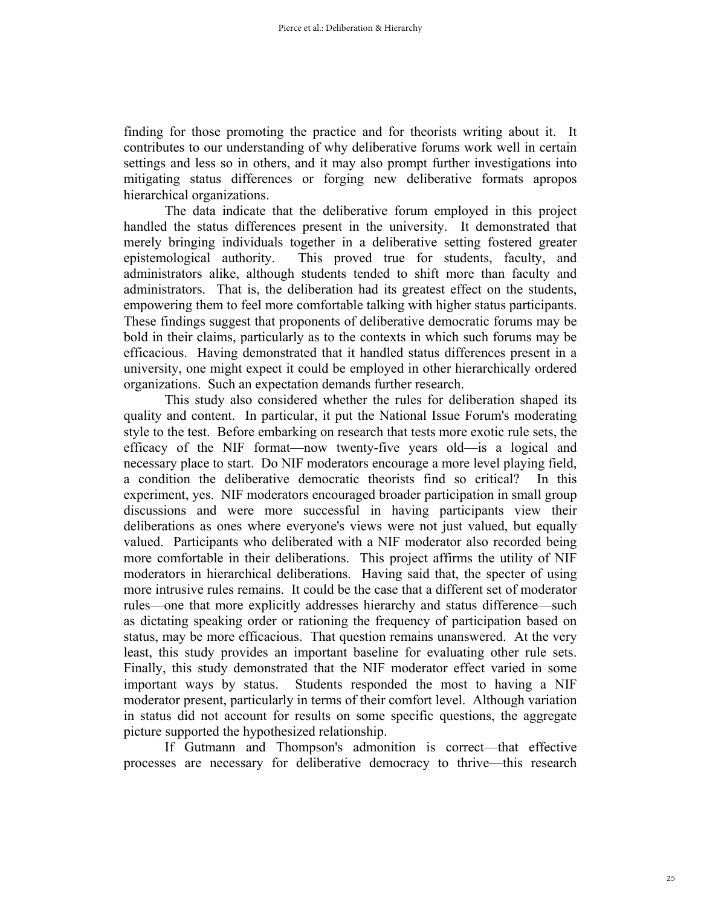finding for those promoting the practice and for theorists writing about it. It contributes to our understanding of why deliberative forums work well in certain settings and less so in others, and it may also prompt further investigations into mitigating status differences or forging new deliberative formats apropos hierarchical organizations.

The data indicate that the deliberative forum employed in this project handled the status differences present in the university. It demonstrated that merely bringing individuals together in a deliberative setting fostered greater epistemological authority. This proved true for students, faculty, and administrators alike, although students tended to shift more than faculty and administrators. That is, the deliberation had its greatest effect on the students, empowering them to feel more comfortable talking with higher status participants. These findings suggest that proponents of deliberative democratic forums may be bold in their claims, particularly as to the contexts in which such forums may be efficacious. Having demonstrated that it handled status differences present in a university, one might expect it could be employed in other hierarchically ordered organizations. Such an expectation demands further research.

This study also considered whether the rules for deliberation shaped its quality and content. In particular, it put the National Issue Forum's moderating style to the test. Before embarking on research that tests more exotic rule sets, the efficacy of the NIF format—now twenty-five years old—is a logical and necessary place to start. Do NIF moderators encourage a more level playing field, a condition the deliberative democratic theorists find so critical? In this experiment, yes. NIF moderators encouraged broader participation in small group discussions and were more successful in having participants view their deliberations as ones where everyone's views were not just valued, but equally valued. Participants who deliberated with a NIF moderator also recorded being more comfortable in their deliberations. This project affirms the utility of NIF moderators in hierarchical deliberations. Having said that, the specter of using more intrusive rules remains. It could be the case that a different set of moderator rules—one that more explicitly addresses hierarchy and status difference—such as dictating speaking order or rationing the frequency of participation based on status, may be more efficacious. That question remains unanswered. At the very least, this study provides an important baseline for evaluating other rule sets. Finally, this study demonstrated that the NIF moderator effect varied in some important ways by status. Students responded the most to having a NIF moderator present, particularly in terms of their comfort level. Although variation in status did not account for results on some specific questions, the aggregate picture supported the hypothesized relationship.

If Gutmann and Thompson's admonition is correct—that effective processes are necessary for deliberative democracy to thrive—this research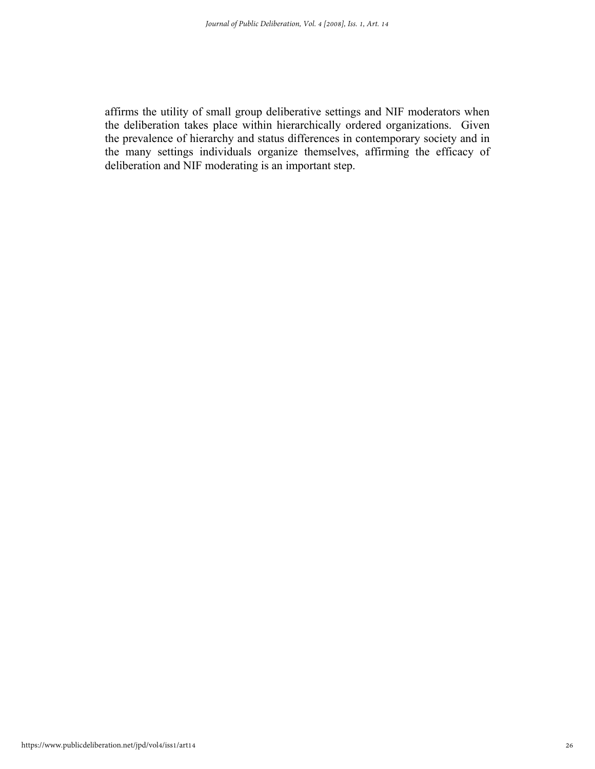affirms the utility of small group deliberative settings and NIF moderators when the deliberation takes place within hierarchically ordered organizations. Given the prevalence of hierarchy and status differences in contemporary society and in the many settings individuals organize themselves, affirming the efficacy of deliberation and NIF moderating is an important step.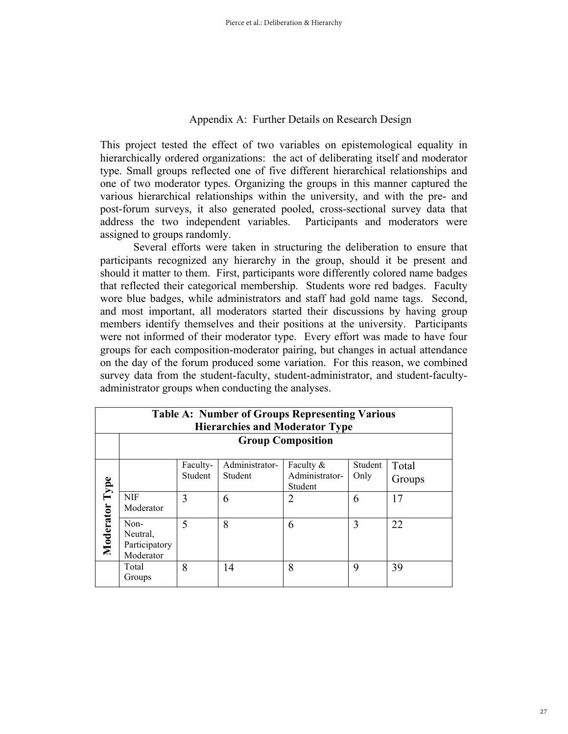## Appendix A: Further Details on Research Design

This project tested the effect of two variables on epistemological equality in hierarchically ordered organizations: the act of deliberating itself and moderator type. Small groups reflected one of five different hierarchical relationships and one of two moderator types. Organizing the groups in this manner captured the various hierarchical relationships within the university, and with the pre- and post-forum surveys, it also generated pooled, cross-sectional survey data that address the two independent variables. Participants and moderators were assigned to groups randomly.

Several efforts were taken in structuring the deliberation to ensure that participants recognized any hierarchy in the group, should it be present and should it matter to them. First, participants wore differently colored name badges that reflected their categorical membership. Students wore red badges. Faculty wore blue badges, while administrators and staff had gold name tags. Second, and most important, all moderators started their discussions by having group members identify themselves and their positions at the university. Participants were not informed of their moderator type. Every effort was made to have four groups for each composition-moderator pairing, but changes in actual attendance on the day of the forum produced some variation. For this reason, we combined survey data from the student-faculty, student-administrator, and student-faculty-administrator groups when conducting the analyses.

**Table A: Number of Groups Representing Various Hierarchies and Moderator Type**

| | | **Group Composition** | | | | |
|---|---|---|---|---|---|---|
| | | Faculty-Student | Administrator-Student | Faculty & Administrator-Student | Student Only | Total Groups |
| **Moderator Type** | NIF Moderator | 3 | 6 | 2 | 6 | 17 |
| | Non-Neutral, Participatory Moderator | 5 | 8 | 6 | 3 | 22 |
| | Total Groups | 8 | 14 | 8 | 9 | 39 |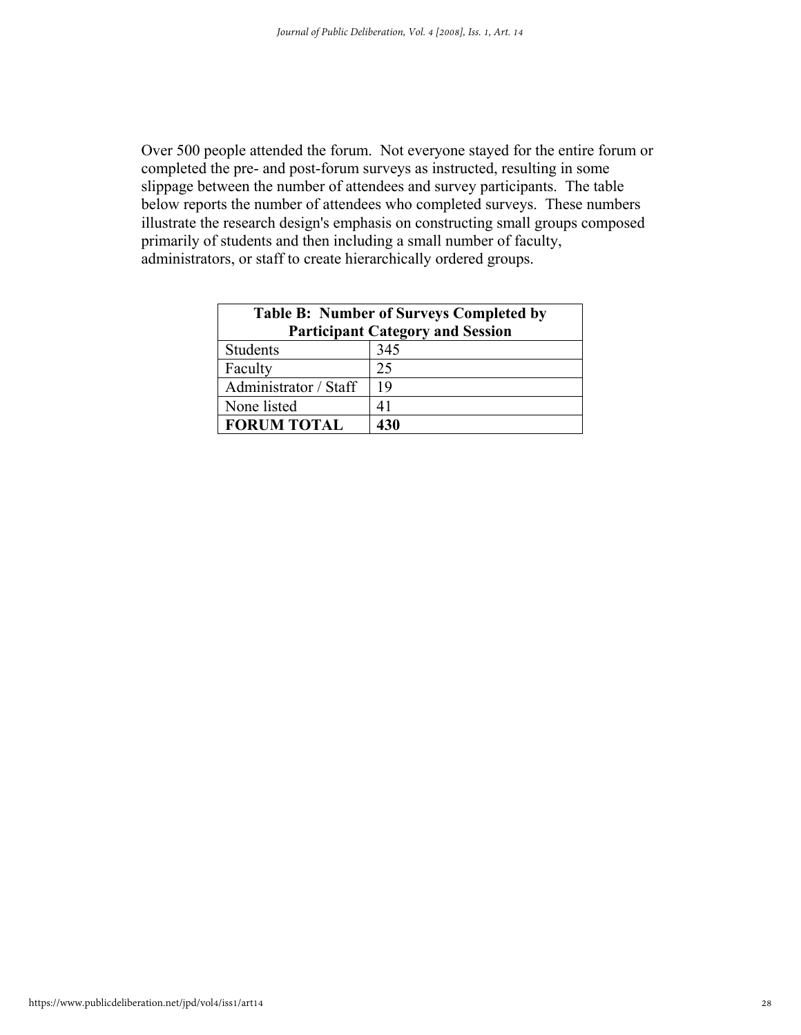Over 500 people attended the forum. Not everyone stayed for the entire forum or completed the pre- and post-forum surveys as instructed, resulting in some slippage between the number of attendees and survey participants. The table below reports the number of attendees who completed surveys. These numbers illustrate the research design's emphasis on constructing small groups composed primarily of students and then including a small number of faculty, administrators, or staff to create hierarchically ordered groups.

| **Table B: Number of Surveys Completed by Participant Category and Session** | |
|---|---|
| Students | 345 |
| Faculty | 25 |
| Administrator / Staff | 19 |
| None listed | 41 |
| **FORUM TOTAL** | **430** |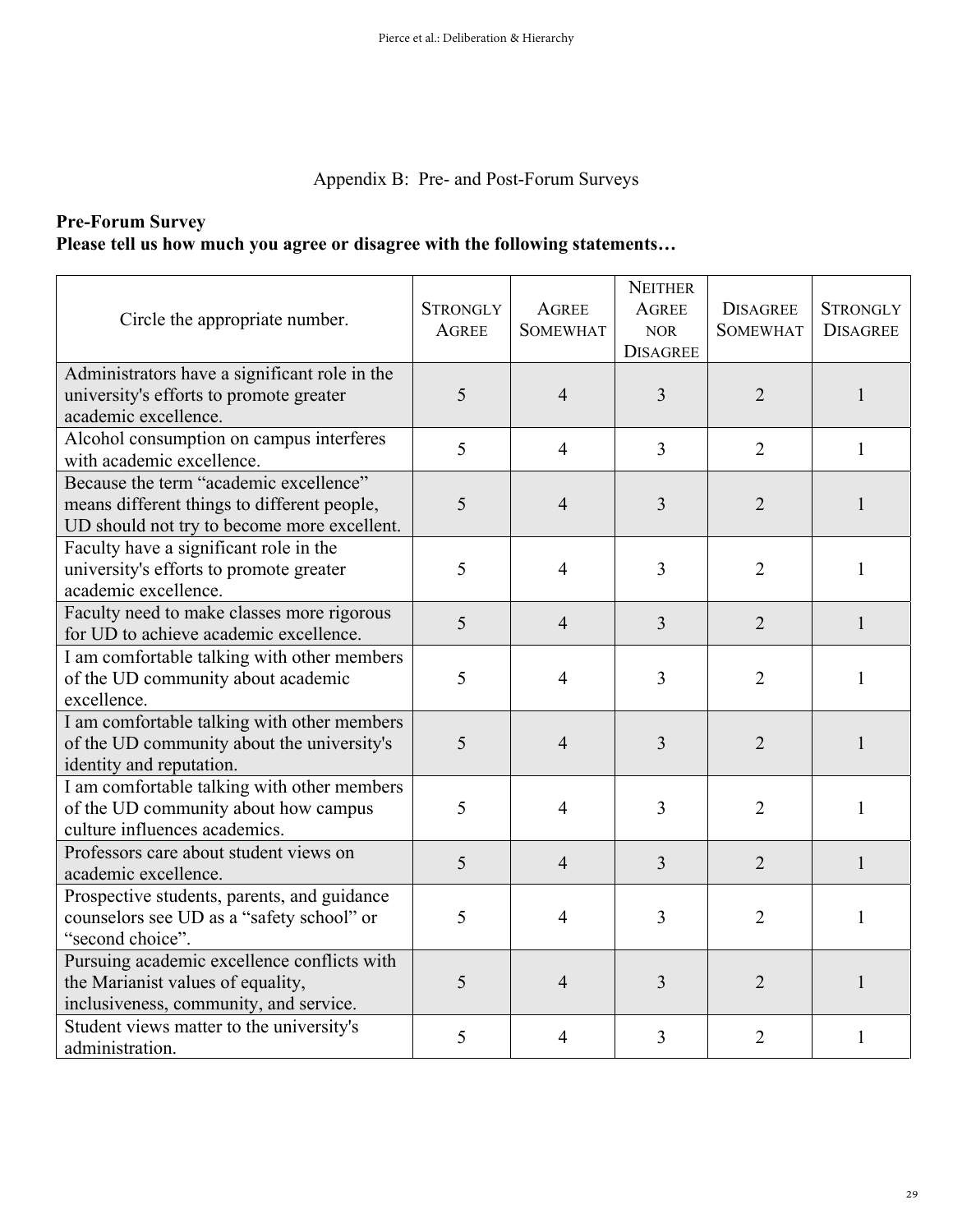## Appendix B: Pre- and Post-Forum Surveys

**Pre-Forum Survey**
**Please tell us how much you agree or disagree with the following statements…**

| Circle the appropriate number. | Strongly Agree | Agree Somewhat | Neither Agree nor Disagree | Disagree Somewhat | Strongly Disagree |
|---|---|---|---|---|---|
| Administrators have a significant role in the university's efforts to promote greater academic excellence. | 5 | 4 | 3 | 2 | 1 |
| Alcohol consumption on campus interferes with academic excellence. | 5 | 4 | 3 | 2 | 1 |
| Because the term "academic excellence" means different things to different people, UD should not try to become more excellent. | 5 | 4 | 3 | 2 | 1 |
| Faculty have a significant role in the university's efforts to promote greater academic excellence. | 5 | 4 | 3 | 2 | 1 |
| Faculty need to make classes more rigorous for UD to achieve academic excellence. | 5 | 4 | 3 | 2 | 1 |
| I am comfortable talking with other members of the UD community about academic excellence. | 5 | 4 | 3 | 2 | 1 |
| I am comfortable talking with other members of the UD community about the university's identity and reputation. | 5 | 4 | 3 | 2 | 1 |
| I am comfortable talking with other members of the UD community about how campus culture influences academics. | 5 | 4 | 3 | 2 | 1 |
| Professors care about student views on academic excellence. | 5 | 4 | 3 | 2 | 1 |
| Prospective students, parents, and guidance counselors see UD as a "safety school" or "second choice". | 5 | 4 | 3 | 2 | 1 |
| Pursuing academic excellence conflicts with the Marianist values of equality, inclusiveness, community, and service. | 5 | 4 | 3 | 2 | 1 |
| Student views matter to the university's administration. | 5 | 4 | 3 | 2 | 1 |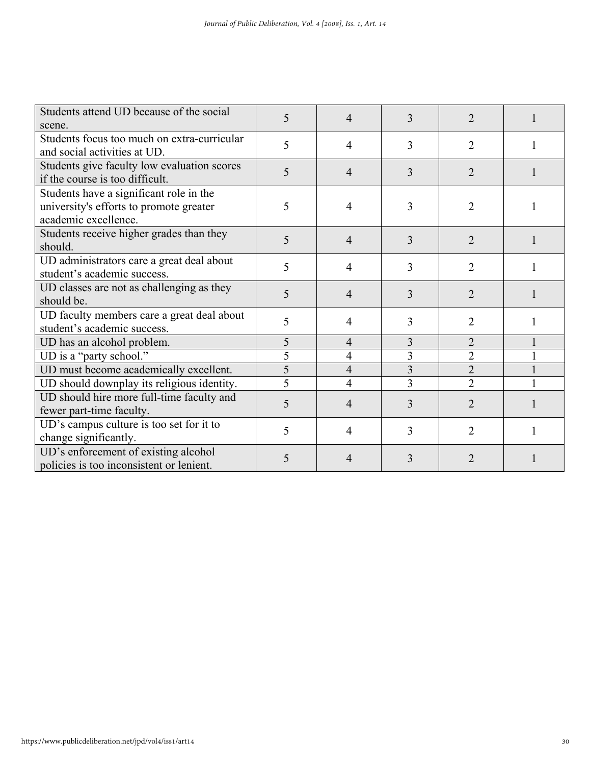| | | | | | |
|---|---|---|---|---|---|
| Students attend UD because of the social scene. | 5 | 4 | 3 | 2 | 1 |
| Students focus too much on extra-curricular and social activities at UD. | 5 | 4 | 3 | 2 | 1 |
| Students give faculty low evaluation scores if the course is too difficult. | 5 | 4 | 3 | 2 | 1 |
| Students have a significant role in the university's efforts to promote greater academic excellence. | 5 | 4 | 3 | 2 | 1 |
| Students receive higher grades than they should. | 5 | 4 | 3 | 2 | 1 |
| UD administrators care a great deal about student's academic success. | 5 | 4 | 3 | 2 | 1 |
| UD classes are not as challenging as they should be. | 5 | 4 | 3 | 2 | 1 |
| UD faculty members care a great deal about student's academic success. | 5 | 4 | 3 | 2 | 1 |
| UD has an alcohol problem. | 5 | 4 | 3 | 2 | 1 |
| UD is a "party school." | 5 | 4 | 3 | 2 | 1 |
| UD must become academically excellent. | 5 | 4 | 3 | 2 | 1 |
| UD should downplay its religious identity. | 5 | 4 | 3 | 2 | 1 |
| UD should hire more full-time faculty and fewer part-time faculty. | 5 | 4 | 3 | 2 | 1 |
| UD's campus culture is too set for it to change significantly. | 5 | 4 | 3 | 2 | 1 |
| UD's enforcement of existing alcohol policies is too inconsistent or lenient. | 5 | 4 | 3 | 2 | 1 |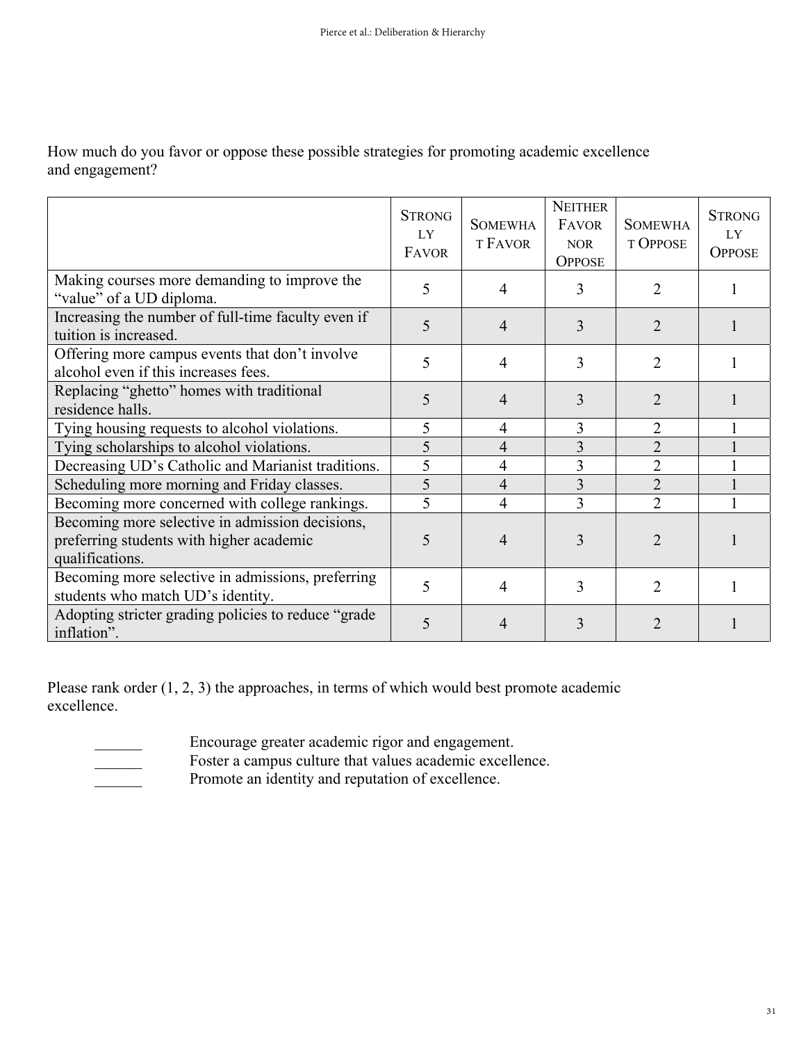How much do you favor or oppose these possible strategies for promoting academic excellence and engagement?

| | Strongly Favor | Somewhat Favor | Neither Favor nor Oppose | Somewhat Oppose | Strongly Oppose |
|---|---|---|---|---|---|
| Making courses more demanding to improve the "value" of a UD diploma. | 5 | 4 | 3 | 2 | 1 |
| Increasing the number of full-time faculty even if tuition is increased. | 5 | 4 | 3 | 2 | 1 |
| Offering more campus events that don't involve alcohol even if this increases fees. | 5 | 4 | 3 | 2 | 1 |
| Replacing "ghetto" homes with traditional residence halls. | 5 | 4 | 3 | 2 | 1 |
| Tying housing requests to alcohol violations. | 5 | 4 | 3 | 2 | 1 |
| Tying scholarships to alcohol violations. | 5 | 4 | 3 | 2 | 1 |
| Decreasing UD's Catholic and Marianist traditions. | 5 | 4 | 3 | 2 | 1 |
| Scheduling more morning and Friday classes. | 5 | 4 | 3 | 2 | 1 |
| Becoming more concerned with college rankings. | 5 | 4 | 3 | 2 | 1 |
| Becoming more selective in admission decisions, preferring students with higher academic qualifications. | 5 | 4 | 3 | 2 | 1 |
| Becoming more selective in admissions, preferring students who match UD's identity. | 5 | 4 | 3 | 2 | 1 |
| Adopting stricter grading policies to reduce "grade inflation". | 5 | 4 | 3 | 2 | 1 |

Please rank order (1, 2, 3) the approaches, in terms of which would best promote academic excellence.

______ Encourage greater academic rigor and engagement.
______ Foster a campus culture that values academic excellence.
______ Promote an identity and reputation of excellence.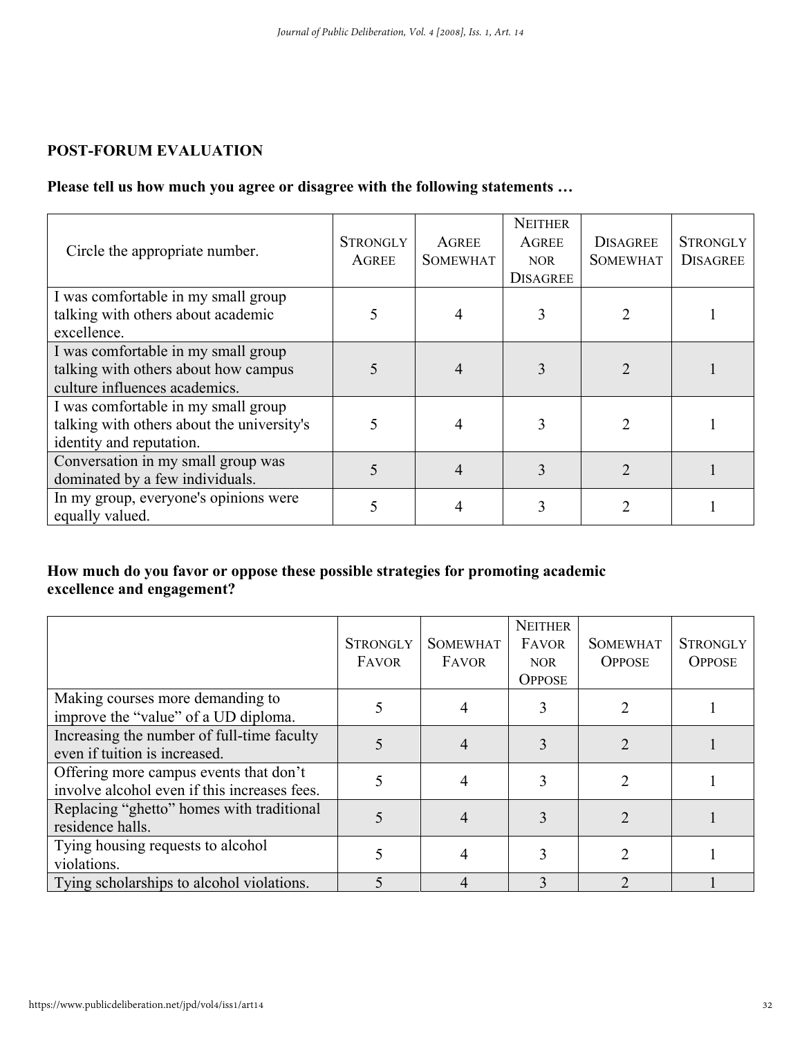**POST-FORUM EVALUATION**

**Please tell us how much you agree or disagree with the following statements …**

| Circle the appropriate number. | Strongly Agree | Agree Somewhat | Neither Agree nor Disagree | Disagree Somewhat | Strongly Disagree |
|---|---|---|---|---|---|
| I was comfortable in my small group talking with others about academic excellence. | 5 | 4 | 3 | 2 | 1 |
| I was comfortable in my small group talking with others about how campus culture influences academics. | 5 | 4 | 3 | 2 | 1 |
| I was comfortable in my small group talking with others about the university's identity and reputation. | 5 | 4 | 3 | 2 | 1 |
| Conversation in my small group was dominated by a few individuals. | 5 | 4 | 3 | 2 | 1 |
| In my group, everyone's opinions were equally valued. | 5 | 4 | 3 | 2 | 1 |

**How much do you favor or oppose these possible strategies for promoting academic excellence and engagement?**

| | Strongly Favor | Somewhat Favor | Neither Favor nor Oppose | Somewhat Oppose | Strongly Oppose |
|---|---|---|---|---|---|
| Making courses more demanding to improve the "value" of a UD diploma. | 5 | 4 | 3 | 2 | 1 |
| Increasing the number of full-time faculty even if tuition is increased. | 5 | 4 | 3 | 2 | 1 |
| Offering more campus events that don't involve alcohol even if this increases fees. | 5 | 4 | 3 | 2 | 1 |
| Replacing "ghetto" homes with traditional residence halls. | 5 | 4 | 3 | 2 | 1 |
| Tying housing requests to alcohol violations. | 5 | 4 | 3 | 2 | 1 |
| Tying scholarships to alcohol violations. | 5 | 4 | 3 | 2 | 1 |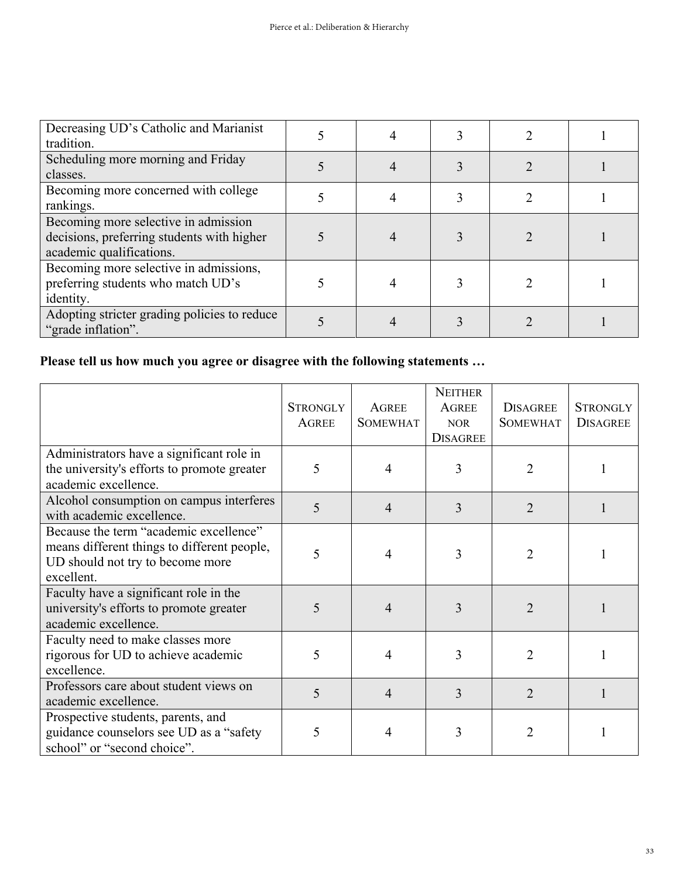| | | | | | |
|---|---|---|---|---|---|
| Decreasing UD's Catholic and Marianist tradition. | 5 | 4 | 3 | 2 | 1 |
| Scheduling more morning and Friday classes. | 5 | 4 | 3 | 2 | 1 |
| Becoming more concerned with college rankings. | 5 | 4 | 3 | 2 | 1 |
| Becoming more selective in admission decisions, preferring students with higher academic qualifications. | 5 | 4 | 3 | 2 | 1 |
| Becoming more selective in admissions, preferring students who match UD's identity. | 5 | 4 | 3 | 2 | 1 |
| Adopting stricter grading policies to reduce "grade inflation". | 5 | 4 | 3 | 2 | 1 |

**Please tell us how much you agree or disagree with the following statements …**

| | Strongly Agree | Agree Somewhat | Neither Agree nor Disagree | Disagree Somewhat | Strongly Disagree |
|---|---|---|---|---|---|
| Administrators have a significant role in the university's efforts to promote greater academic excellence. | 5 | 4 | 3 | 2 | 1 |
| Alcohol consumption on campus interferes with academic excellence. | 5 | 4 | 3 | 2 | 1 |
| Because the term "academic excellence" means different things to different people, UD should not try to become more excellent. | 5 | 4 | 3 | 2 | 1 |
| Faculty have a significant role in the university's efforts to promote greater academic excellence. | 5 | 4 | 3 | 2 | 1 |
| Faculty need to make classes more rigorous for UD to achieve academic excellence. | 5 | 4 | 3 | 2 | 1 |
| Professors care about student views on academic excellence. | 5 | 4 | 3 | 2 | 1 |
| Prospective students, parents, and guidance counselors see UD as a "safety school" or "second choice". | 5 | 4 | 3 | 2 | 1 |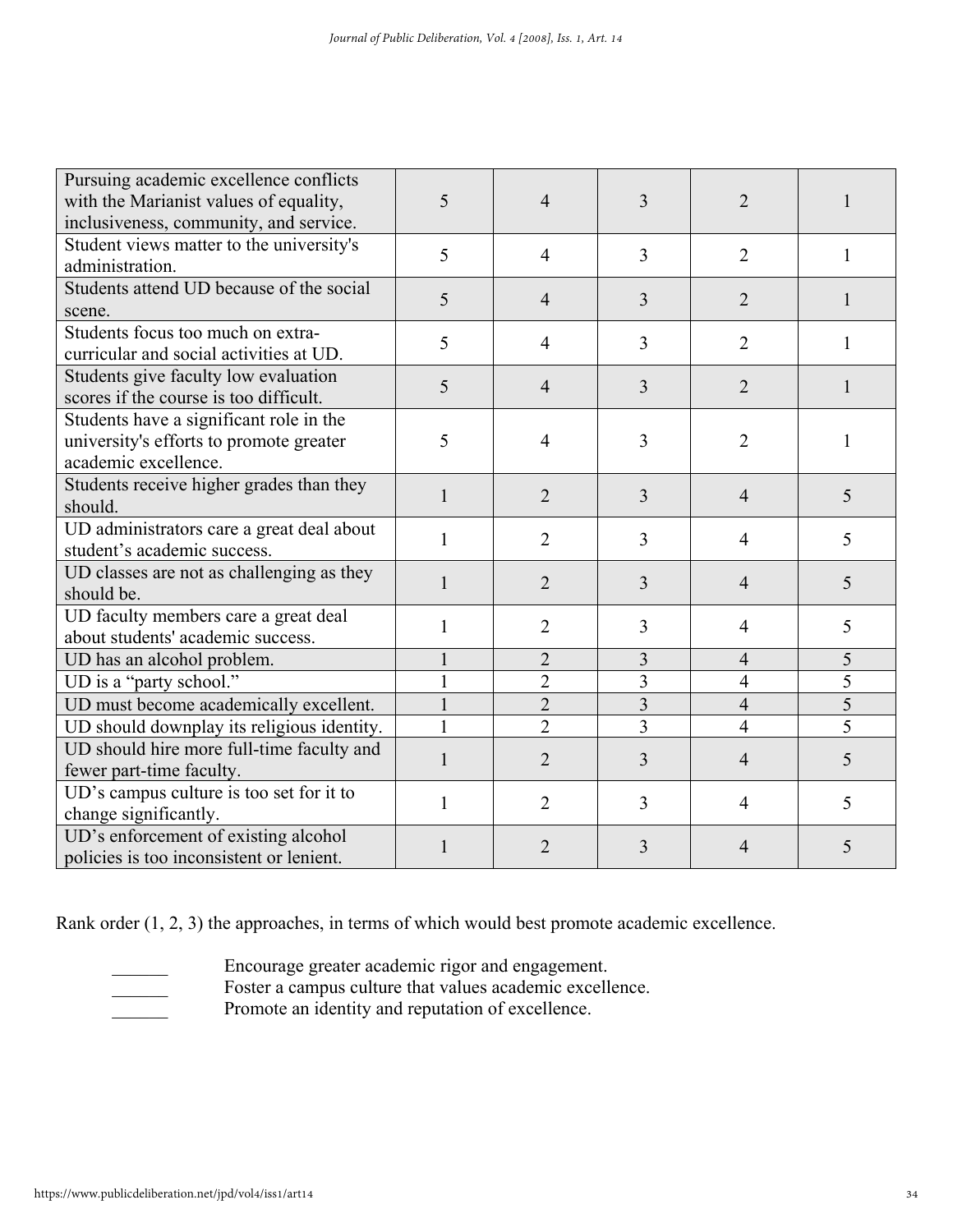| | | | | | |
|---|---|---|---|---|---|
| Pursuing academic excellence conflicts with the Marianist values of equality, inclusiveness, community, and service. | 5 | 4 | 3 | 2 | 1 |
| Student views matter to the university's administration. | 5 | 4 | 3 | 2 | 1 |
| Students attend UD because of the social scene. | 5 | 4 | 3 | 2 | 1 |
| Students focus too much on extra-curricular and social activities at UD. | 5 | 4 | 3 | 2 | 1 |
| Students give faculty low evaluation scores if the course is too difficult. | 5 | 4 | 3 | 2 | 1 |
| Students have a significant role in the university's efforts to promote greater academic excellence. | 5 | 4 | 3 | 2 | 1 |
| Students receive higher grades than they should. | 1 | 2 | 3 | 4 | 5 |
| UD administrators care a great deal about student's academic success. | 1 | 2 | 3 | 4 | 5 |
| UD classes are not as challenging as they should be. | 1 | 2 | 3 | 4 | 5 |
| UD faculty members care a great deal about students' academic success. | 1 | 2 | 3 | 4 | 5 |
| UD has an alcohol problem. | 1 | 2 | 3 | 4 | 5 |
| UD is a "party school." | 1 | 2 | 3 | 4 | 5 |
| UD must become academically excellent. | 1 | 2 | 3 | 4 | 5 |
| UD should downplay its religious identity. | 1 | 2 | 3 | 4 | 5 |
| UD should hire more full-time faculty and fewer part-time faculty. | 1 | 2 | 3 | 4 | 5 |
| UD's campus culture is too set for it to change significantly. | 1 | 2 | 3 | 4 | 5 |
| UD's enforcement of existing alcohol policies is too inconsistent or lenient. | 1 | 2 | 3 | 4 | 5 |

Rank order (1, 2, 3) the approaches, in terms of which would best promote academic excellence.

______ Encourage greater academic rigor and engagement.
______ Foster a campus culture that values academic excellence.
______ Promote an identity and reputation of excellence.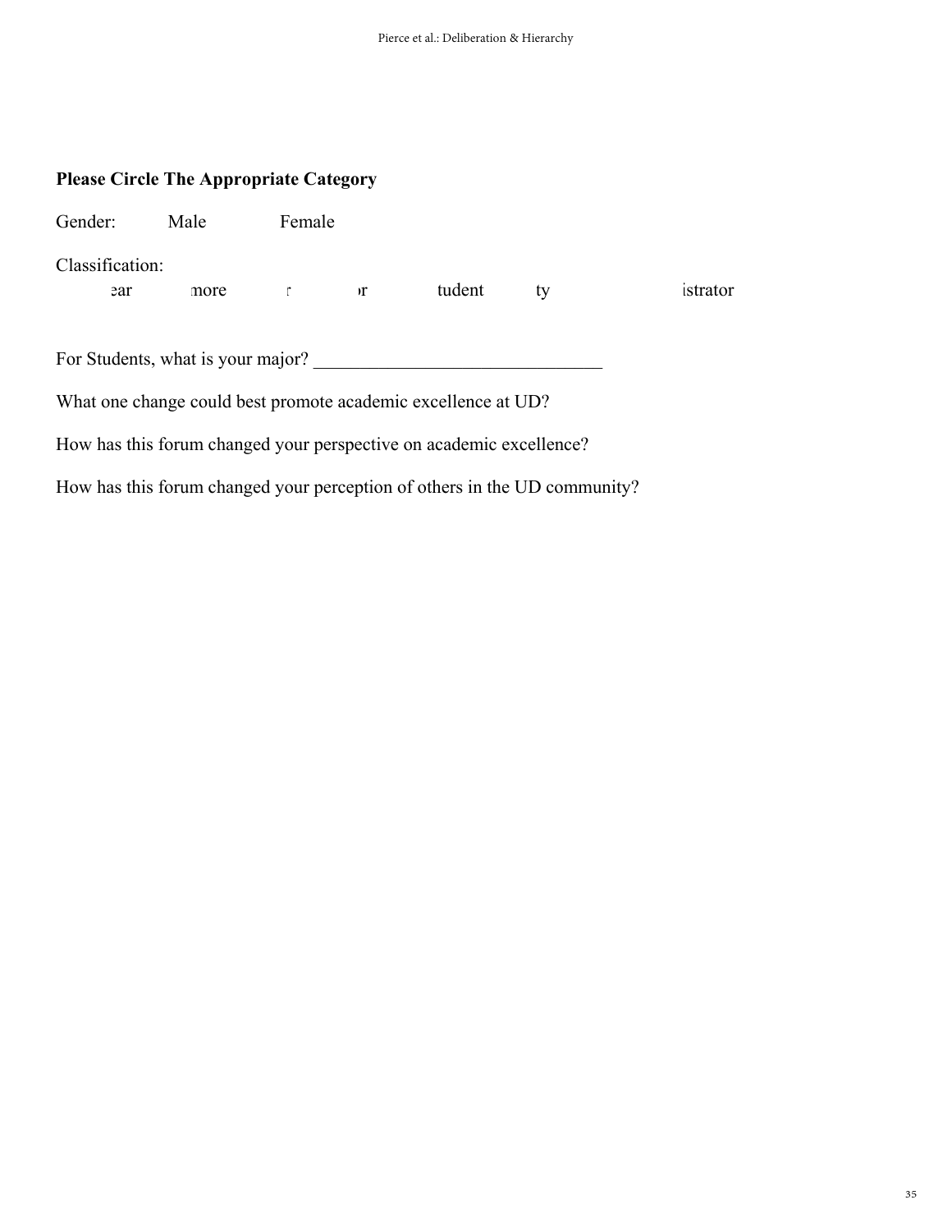**Please Circle The Appropriate Category**

Gender: Male Female

Classification:

ear more r or tudent ty istrator

For Students, what is your major? _______________________________

What one change could best promote academic excellence at UD?

How has this forum changed your perspective on academic excellence?

How has this forum changed your perception of others in the UD community?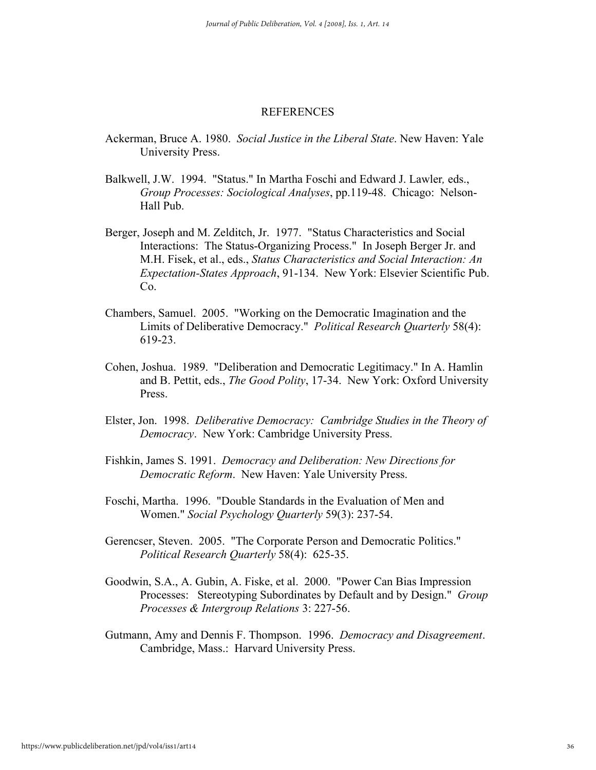## REFERENCES

Ackerman, Bruce A. 1980. *Social Justice in the Liberal State*. New Haven: Yale University Press.

Balkwell, J.W. 1994. "Status." In Martha Foschi and Edward J. Lawler*,* eds., *Group Processes: Sociological Analyses*, pp.119-48. Chicago: Nelson-Hall Pub.

Berger, Joseph and M. Zelditch, Jr. 1977. "Status Characteristics and Social Interactions: The Status-Organizing Process." In Joseph Berger Jr. and M.H. Fisek, et al., eds., *Status Characteristics and Social Interaction: An Expectation-States Approach*, 91-134. New York: Elsevier Scientific Pub. Co.

Chambers, Samuel. 2005. "Working on the Democratic Imagination and the Limits of Deliberative Democracy." *Political Research Quarterly* 58(4): 619-23.

Cohen, Joshua. 1989. "Deliberation and Democratic Legitimacy." In A. Hamlin and B. Pettit, eds., *The Good Polity*, 17-34. New York: Oxford University Press.

Elster, Jon. 1998. *Deliberative Democracy: Cambridge Studies in the Theory of Democracy*. New York: Cambridge University Press.

Fishkin, James S. 1991. *Democracy and Deliberation: New Directions for Democratic Reform*. New Haven: Yale University Press.

Foschi, Martha. 1996. "Double Standards in the Evaluation of Men and Women." *Social Psychology Quarterly* 59(3): 237-54.

Gerencser, Steven. 2005. "The Corporate Person and Democratic Politics." *Political Research Quarterly* 58(4): 625-35.

Goodwin, S.A., A. Gubin, A. Fiske, et al. 2000. "Power Can Bias Impression Processes: Stereotyping Subordinates by Default and by Design." *Group Processes & Intergroup Relations* 3: 227-56.

Gutmann, Amy and Dennis F. Thompson. 1996. *Democracy and Disagreement*. Cambridge, Mass.: Harvard University Press.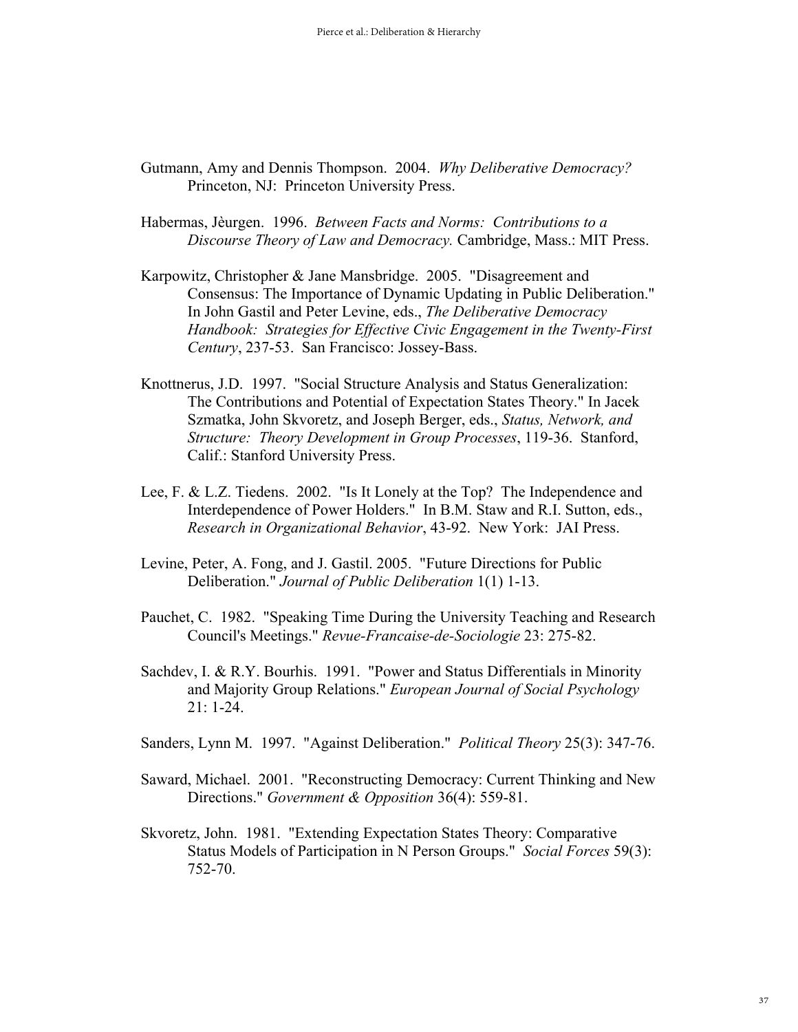Gutmann, Amy and Dennis Thompson. 2004. *Why Deliberative Democracy?* Princeton, NJ: Princeton University Press.

Habermas, Jèurgen. 1996. *Between Facts and Norms: Contributions to a Discourse Theory of Law and Democracy.* Cambridge, Mass.: MIT Press.

Karpowitz, Christopher & Jane Mansbridge. 2005. "Disagreement and Consensus: The Importance of Dynamic Updating in Public Deliberation." In John Gastil and Peter Levine, eds., *The Deliberative Democracy Handbook: Strategies for Effective Civic Engagement in the Twenty-First Century*, 237-53. San Francisco: Jossey-Bass.

Knottnerus, J.D. 1997. "Social Structure Analysis and Status Generalization: The Contributions and Potential of Expectation States Theory." In Jacek Szmatka, John Skvoretz, and Joseph Berger, eds., *Status, Network, and Structure: Theory Development in Group Processes*, 119-36. Stanford, Calif.: Stanford University Press.

Lee, F. & L.Z. Tiedens. 2002. "Is It Lonely at the Top? The Independence and Interdependence of Power Holders." In B.M. Staw and R.I. Sutton, eds., *Research in Organizational Behavior*, 43-92. New York: JAI Press.

Levine, Peter, A. Fong, and J. Gastil. 2005. "Future Directions for Public Deliberation." *Journal of Public Deliberation* 1(1) 1-13.

Pauchet, C. 1982. "Speaking Time During the University Teaching and Research Council's Meetings." *Revue-Francaise-de-Sociologie* 23: 275-82.

Sachdev, I. & R.Y. Bourhis. 1991. "Power and Status Differentials in Minority and Majority Group Relations." *European Journal of Social Psychology* 21: 1-24.

Sanders, Lynn M. 1997. "Against Deliberation." *Political Theory* 25(3): 347-76.

Saward, Michael. 2001. "Reconstructing Democracy: Current Thinking and New Directions." *Government & Opposition* 36(4): 559-81.

Skvoretz, John. 1981. "Extending Expectation States Theory: Comparative Status Models of Participation in N Person Groups." *Social Forces* 59(3): 752-70.